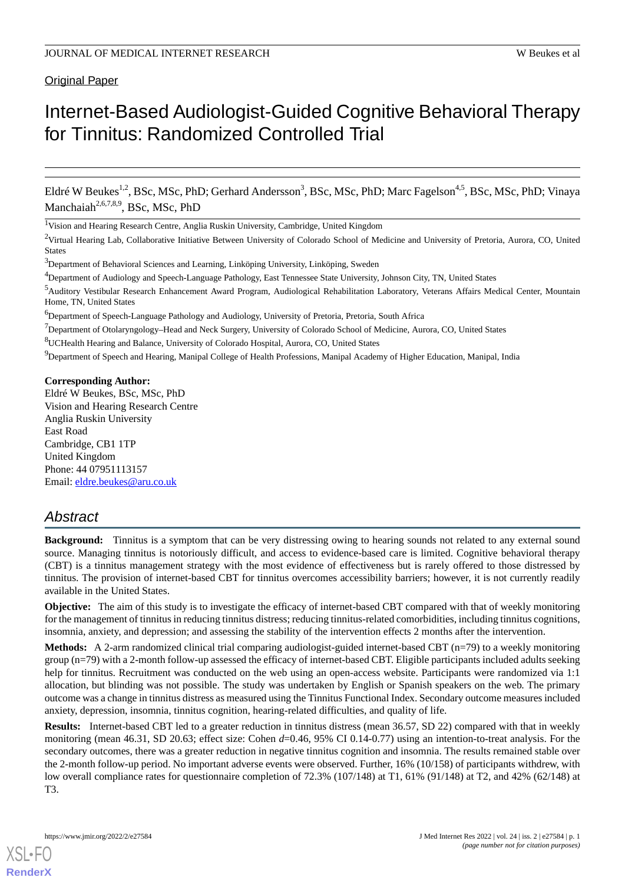Original Paper

# Internet-Based Audiologist-Guided Cognitive Behavioral Therapy for Tinnitus: Randomized Controlled Trial

Eldré W Beukes[1,2], BSc, MSc, PhD; Gerhard Andersson[3], BSc, MSc, PhD; Marc Fagelson[4,5], BSc, MSc, PhD; Vinaya Manchaiah[2,6,7,8,9], BSc, MSc, PhD

[1]Vision and Hearing Research Centre, Anglia Ruskin University, Cambridge, United Kingdom

[2]Virtual Hearing Lab, Collaborative Initiative Between University of Colorado School of Medicine and University of Pretoria, Aurora, CO, United States

[3]Department of Behavioral Sciences and Learning, Linköping University, Linköping, Sweden

[4]Department of Audiology and Speech-Language Pathology, East Tennessee State University, Johnson City, TN, United States

[5]Auditory Vestibular Research Enhancement Award Program, Audiological Rehabilitation Laboratory, Veterans Affairs Medical Center, Mountain Home, TN, United States

[6]Department of Speech-Language Pathology and Audiology, University of Pretoria, Pretoria, South Africa

[7]Department of Otolaryngology–Head and Neck Surgery, University of Colorado School of Medicine, Aurora, CO, United States

[8]UCHealth Hearing and Balance, University of Colorado Hospital, Aurora, CO, United States

[9]Department of Speech and Hearing, Manipal College of Health Professions, Manipal Academy of Higher Education, Manipal, India

**Corresponding Author:**
Eldré W Beukes, BSc, MSc, PhD
Vision and Hearing Research Centre
Anglia Ruskin University
East Road
Cambridge, CB1 1TP
United Kingdom
Phone: 44 07951113157
Email: eldre.beukes@aru.co.uk

## Abstract

**Background:** Tinnitus is a symptom that can be very distressing owing to hearing sounds not related to any external sound source. Managing tinnitus is notoriously difficult, and access to evidence-based care is limited. Cognitive behavioral therapy (CBT) is a tinnitus management strategy with the most evidence of effectiveness but is rarely offered to those distressed by tinnitus. The provision of internet-based CBT for tinnitus overcomes accessibility barriers; however, it is not currently readily available in the United States.

**Objective:** The aim of this study is to investigate the efficacy of internet-based CBT compared with that of weekly monitoring for the management of tinnitus in reducing tinnitus distress; reducing tinnitus-related comorbidities, including tinnitus cognitions, insomnia, anxiety, and depression; and assessing the stability of the intervention effects 2 months after the intervention.

**Methods:** A 2-arm randomized clinical trial comparing audiologist-guided internet-based CBT (n=79) to a weekly monitoring group (n=79) with a 2-month follow-up assessed the efficacy of internet-based CBT. Eligible participants included adults seeking help for tinnitus. Recruitment was conducted on the web using an open-access website. Participants were randomized via 1:1 allocation, but blinding was not possible. The study was undertaken by English or Spanish speakers on the web. The primary outcome was a change in tinnitus distress as measured using the Tinnitus Functional Index. Secondary outcome measures included anxiety, depression, insomnia, tinnitus cognition, hearing-related difficulties, and quality of life.

**Results:** Internet-based CBT led to a greater reduction in tinnitus distress (mean 36.57, SD 22) compared with that in weekly monitoring (mean 46.31, SD 20.63; effect size: Cohen *d*=0.46, 95% CI 0.14-0.77) using an intention-to-treat analysis. For the secondary outcomes, there was a greater reduction in negative tinnitus cognition and insomnia. The results remained stable over the 2-month follow-up period. No important adverse events were observed. Further, 16% (10/158) of participants withdrew, with low overall compliance rates for questionnaire completion of 72.3% (107/148) at T1, 61% (91/148) at T2, and 42% (62/148) at T3.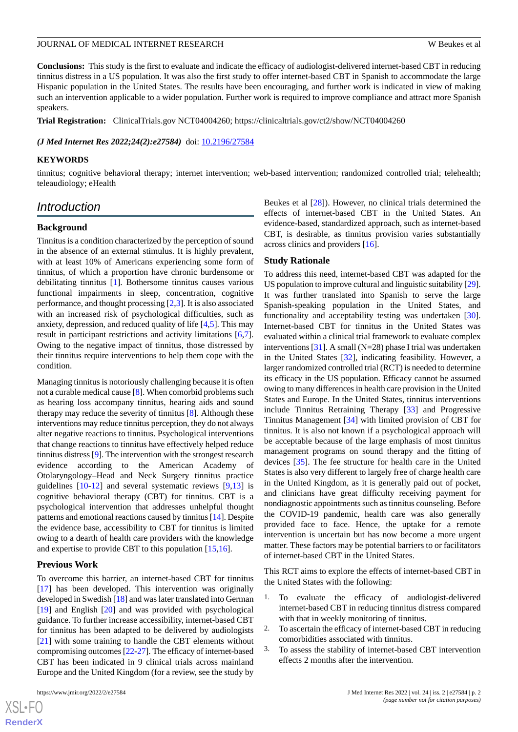**Conclusions:** This study is the first to evaluate and indicate the efficacy of audiologist-delivered internet-based CBT in reducing tinnitus distress in a US population. It was also the first study to offer internet-based CBT in Spanish to accommodate the large Hispanic population in the United States. The results have been encouraging, and further work is indicated in view of making such an intervention applicable to a wider population. Further work is required to improve compliance and attract more Spanish speakers.

**Trial Registration:** ClinicalTrials.gov NCT04004260; https://clinicaltrials.gov/ct2/show/NCT04004260

***(J Med Internet Res 2022;24(2):e27584)*** doi: 10.2196/27584

## KEYWORDS

tinnitus; cognitive behavioral therapy; internet intervention; web-based intervention; randomized controlled trial; telehealth; teleaudiology; eHealth

## Introduction

### Background

Tinnitus is a condition characterized by the perception of sound in the absence of an external stimulus. It is highly prevalent, with at least 10% of Americans experiencing some form of tinnitus, of which a proportion have chronic burdensome or debilitating tinnitus [1]. Bothersome tinnitus causes various functional impairments in sleep, concentration, cognitive performance, and thought processing [2,3]. It is also associated with an increased risk of psychological difficulties, such as anxiety, depression, and reduced quality of life [4,5]. This may result in participant restrictions and activity limitations [6,7]. Owing to the negative impact of tinnitus, those distressed by their tinnitus require interventions to help them cope with the condition.

Managing tinnitus is notoriously challenging because it is often not a curable medical cause [8]. When comorbid problems such as hearing loss accompany tinnitus, hearing aids and sound therapy may reduce the severity of tinnitus [8]. Although these interventions may reduce tinnitus perception, they do not always alter negative reactions to tinnitus. Psychological interventions that change reactions to tinnitus have effectively helped reduce tinnitus distress [9]. The intervention with the strongest research evidence according to the American Academy of Otolaryngology–Head and Neck Surgery tinnitus practice guidelines [10-12] and several systematic reviews [9,13] is cognitive behavioral therapy (CBT) for tinnitus. CBT is a psychological intervention that addresses unhelpful thought patterns and emotional reactions caused by tinnitus [14]. Despite the evidence base, accessibility to CBT for tinnitus is limited owing to a dearth of health care providers with the knowledge and expertise to provide CBT to this population [15,16].

### Previous Work

To overcome this barrier, an internet-based CBT for tinnitus [17] has been developed. This intervention was originally developed in Swedish [18] and was later translated into German [19] and English [20] and was provided with psychological guidance. To further increase accessibility, internet-based CBT for tinnitus has been adapted to be delivered by audiologists [21] with some training to handle the CBT elements without compromising outcomes [22-27]. The efficacy of internet-based CBT has been indicated in 9 clinical trials across mainland Europe and the United Kingdom (for a review, see the study by Beukes et al [28]). However, no clinical trials determined the effects of internet-based CBT in the United States. An evidence-based, standardized approach, such as internet-based CBT, is desirable, as tinnitus provision varies substantially across clinics and providers [16].

### Study Rationale

To address this need, internet-based CBT was adapted for the US population to improve cultural and linguistic suitability [29]. It was further translated into Spanish to serve the large Spanish-speaking population in the United States, and functionality and acceptability testing was undertaken [30]. Internet-based CBT for tinnitus in the United States was evaluated within a clinical trial framework to evaluate complex interventions [31]. A small (N=28) phase I trial was undertaken in the United States [32], indicating feasibility. However, a larger randomized controlled trial (RCT) is needed to determine its efficacy in the US population. Efficacy cannot be assumed owing to many differences in health care provision in the United States and Europe. In the United States, tinnitus interventions include Tinnitus Retraining Therapy [33] and Progressive Tinnitus Management [34] with limited provision of CBT for tinnitus. It is also not known if a psychological approach will be acceptable because of the large emphasis of most tinnitus management programs on sound therapy and the fitting of devices [35]. The fee structure for health care in the United States is also very different to largely free of charge health care in the United Kingdom, as it is generally paid out of pocket, and clinicians have great difficulty receiving payment for nondiagnostic appointments such as tinnitus counseling. Before the COVID-19 pandemic, health care was also generally provided face to face. Hence, the uptake for a remote intervention is uncertain but has now become a more urgent matter. These factors may be potential barriers to or facilitators of internet-based CBT in the United States.

This RCT aims to explore the effects of internet-based CBT in the United States with the following:

1. To evaluate the efficacy of audiologist-delivered internet-based CBT in reducing tinnitus distress compared with that in weekly monitoring of tinnitus.
2. To ascertain the efficacy of internet-based CBT in reducing comorbidities associated with tinnitus.
3. To assess the stability of internet-based CBT intervention effects 2 months after the intervention.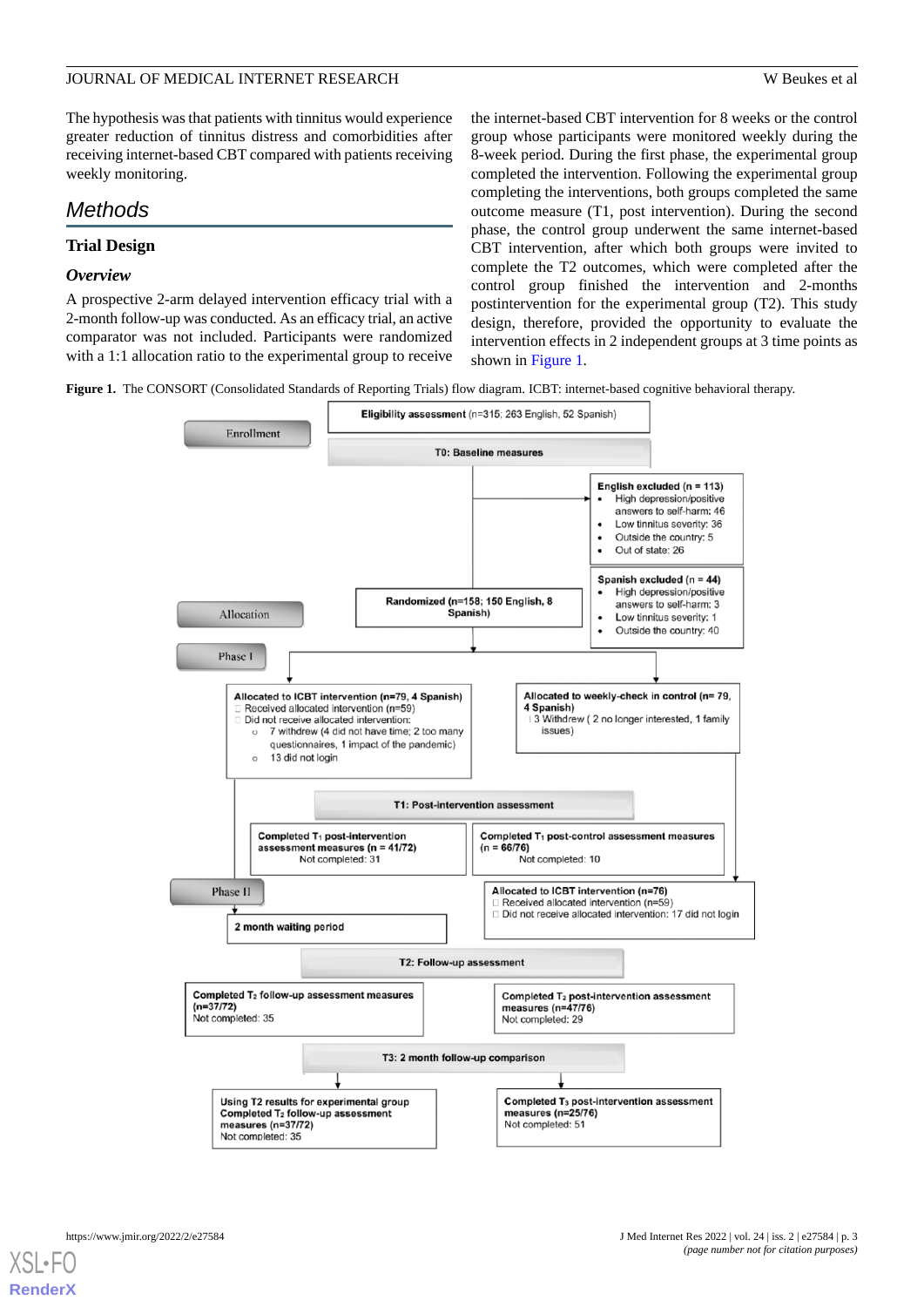The hypothesis was that patients with tinnitus would experience greater reduction of tinnitus distress and comorbidities after receiving internet-based CBT compared with patients receiving weekly monitoring.

# Methods

## Trial Design

### Overview

A prospective 2-arm delayed intervention efficacy trial with a 2-month follow-up was conducted. As an efficacy trial, an active comparator was not included. Participants were randomized with a 1:1 allocation ratio to the experimental group to receive the internet-based CBT intervention for 8 weeks or the control group whose participants were monitored weekly during the 8-week period. During the first phase, the experimental group completed the intervention. Following the experimental group completing the interventions, both groups completed the same outcome measure (T1, post intervention). During the second phase, the control group underwent the same internet-based CBT intervention, after which both groups were invited to complete the T2 outcomes, which were completed after the control group finished the intervention and 2-months postintervention for the experimental group (T2). This study design, therefore, provided the opportunity to evaluate the intervention effects in 2 independent groups at 3 time points as shown in Figure 1.

**Figure 1.** The CONSORT (Consolidated Standards of Reporting Trials) flow diagram. ICBT: internet-based cognitive behavioral therapy.

Enrollment

**Eligibility assessment** (n=315; 263 English, 52 Spanish)

**T0: Baseline measures**

**English excluded (n = 113)**
- High depression/positive answers to self-harm: 46
- Low tinnitus severity: 36
- Outside the country: 5
- Out of state: 26

**Spanish excluded (n = 44)**
- High depression/positive answers to self-harm: 3
- Low tinnitus severity: 1
- Outside the country: 40

Allocation

**Randomized (n=158; 150 English, 8 Spanish)**

Phase I

**Allocated to ICBT intervention (n=79, 4 Spanish)**
- Received allocated intervention (n=59)
- Did not receive allocated intervention:
  - 7 withdrew (4 did not have time; 2 too many questionnaires, 1 impact of the pandemic)
  - 13 did not login

**Allocated to weekly-check in control (n= 79, 4 Spanish)**
- 3 Withdrew ( 2 no longer interested, 1 family issues)

**T1: Post-intervention assessment**

**Completed $T_1$ post-intervention assessment measures (n = 41/72)**
Not completed: 31

**Completed $T_1$ post-control assessment measures (n = 66/76)**
Not completed: 10

Phase II

**2 month waiting period**

**Allocated to ICBT intervention (n=76)**
- Received allocated intervention (n=59)
- Did not receive allocated intervention: 17 did not login

**T2: Follow-up assessment**

**Completed $T_2$ follow-up assessment measures (n=37/72)**
Not completed: 35

**Completed $T_2$ post-intervention assessment measures (n=47/76)**
Not completed: 29

**T3: 2 month follow-up comparison**

**Using T2 results for experimental group Completed $T_2$ follow-up assessment measures (n=37/72)**
Not completed: 35

**Completed $T_3$ post-intervention assessment measures (n=25/76)**
Not completed: 51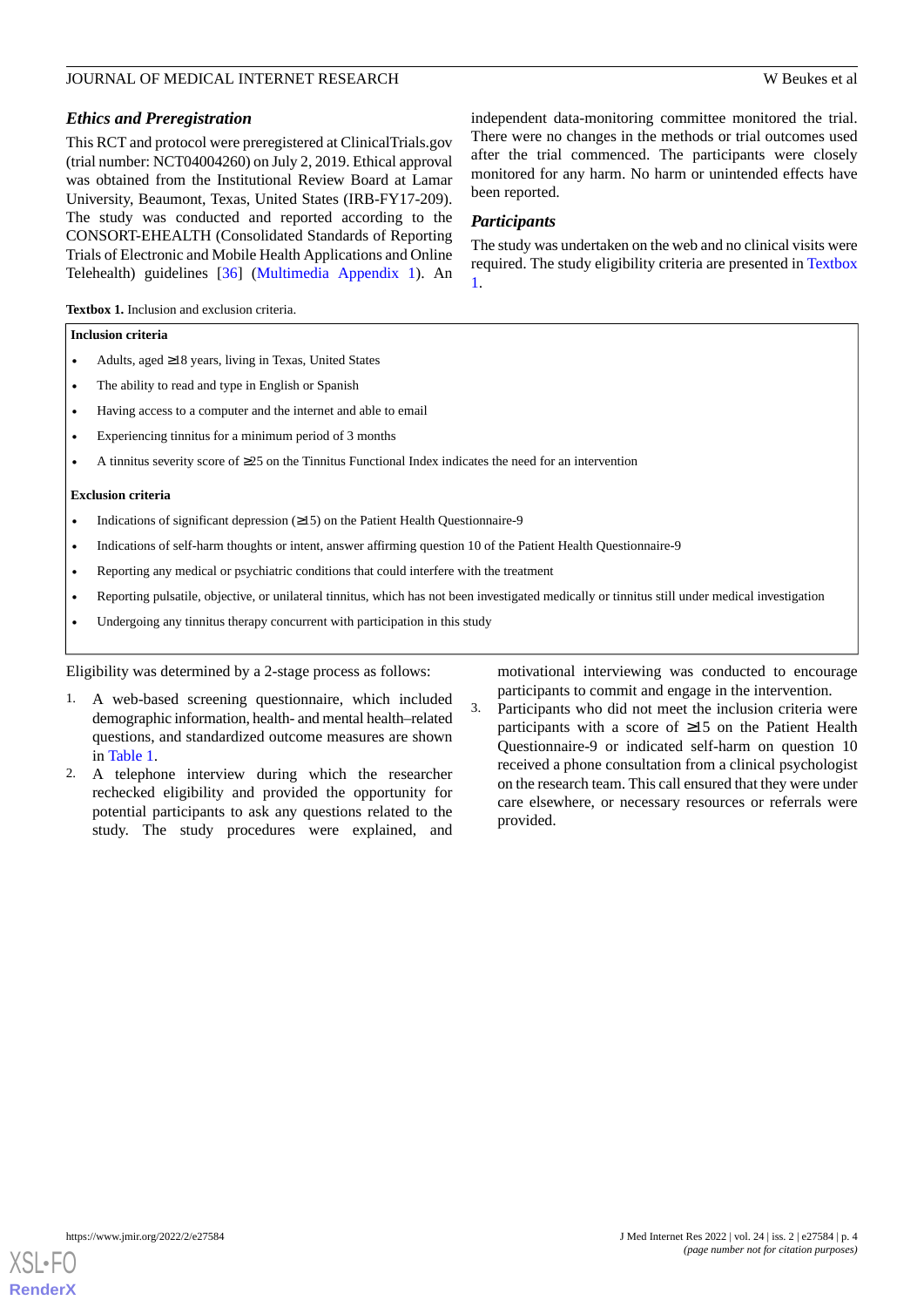### Ethics and Preregistration

This RCT and protocol were preregistered at ClinicalTrials.gov (trial number: NCT04004260) on July 2, 2019. Ethical approval was obtained from the Institutional Review Board at Lamar University, Beaumont, Texas, United States (IRB-FY17-209). The study was conducted and reported according to the CONSORT-EHEALTH (Consolidated Standards of Reporting Trials of Electronic and Mobile Health Applications and Online Telehealth) guidelines [36] (Multimedia Appendix 1). An independent data-monitoring committee monitored the trial. There were no changes in the methods or trial outcomes used after the trial commenced. The participants were closely monitored for any harm. No harm or unintended effects have been reported.

### Participants

The study was undertaken on the web and no clinical visits were required. The study eligibility criteria are presented in Textbox 1.

**Textbox 1.** Inclusion and exclusion criteria.

**Inclusion criteria**

- Adults, aged ≥18 years, living in Texas, United States
- The ability to read and type in English or Spanish
- Having access to a computer and the internet and able to email
- Experiencing tinnitus for a minimum period of 3 months
- A tinnitus severity score of ≥25 on the Tinnitus Functional Index indicates the need for an intervention

**Exclusion criteria**

- Indications of significant depression (≥15) on the Patient Health Questionnaire-9
- Indications of self-harm thoughts or intent, answer affirming question 10 of the Patient Health Questionnaire-9
- Reporting any medical or psychiatric conditions that could interfere with the treatment
- Reporting pulsatile, objective, or unilateral tinnitus, which has not been investigated medically or tinnitus still under medical investigation
- Undergoing any tinnitus therapy concurrent with participation in this study

Eligibility was determined by a 2-stage process as follows:

1. A web-based screening questionnaire, which included demographic information, health- and mental health–related questions, and standardized outcome measures are shown in Table 1.
2. A telephone interview during which the researcher rechecked eligibility and provided the opportunity for potential participants to ask any questions related to the study. The study procedures were explained, and motivational interviewing was conducted to encourage participants to commit and engage in the intervention.
3. Participants who did not meet the inclusion criteria were participants with a score of ≥15 on the Patient Health Questionnaire-9 or indicated self-harm on question 10 received a phone consultation from a clinical psychologist on the research team. This call ensured that they were under care elsewhere, or necessary resources or referrals were provided.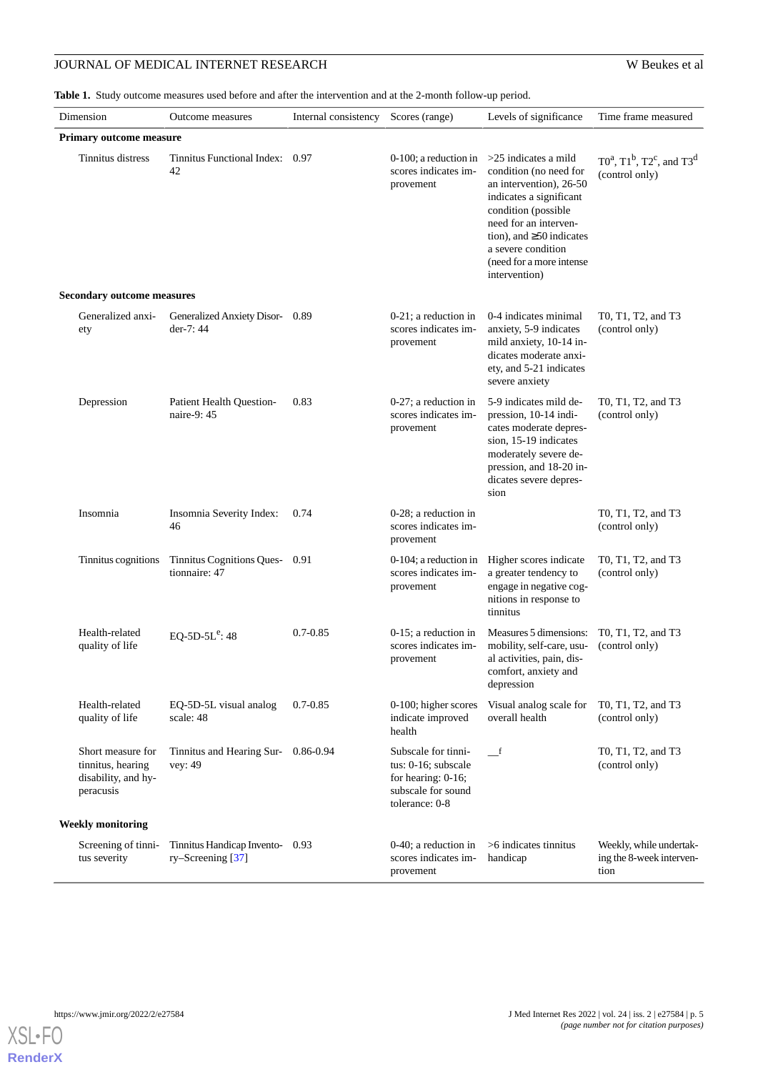**Table 1.** Study outcome measures used before and after the intervention and at the 2-month follow-up period.

| Dimension | Outcome measures | Internal consistency | Scores (range) | Levels of significance | Time frame measured |
|---|---|---|---|---|---|
| **Primary outcome measure** | | | | | |
| Tinnitus distress | Tinnitus Functional Index: 42 | 0.97 | 0-100; a reduction in scores indicates improvement | >25 indicates a mild condition (no need for an intervention), 26-50 indicates a significant condition (possible need for an intervention), and ≥50 indicates a severe condition (need for a more intense intervention) | T0[a], T1[b], T2[c], and T3[d] (control only) |
| **Secondary outcome measures** | | | | | |
| Generalized anxiety | Generalized Anxiety Disorder-7: 44 | 0.89 | 0-21; a reduction in scores indicates improvement | 0-4 indicates minimal anxiety, 5-9 indicates mild anxiety, 10-14 indicates moderate anxiety, and 5-21 indicates severe anxiety | T0, T1, T2, and T3 (control only) |
| Depression | Patient Health Questionnaire-9: 45 | 0.83 | 0-27; a reduction in scores indicates improvement | 5-9 indicates mild depression, 10-14 indicates moderate depression, 15-19 indicates moderately severe depression, and 18-20 indicates severe depression | T0, T1, T2, and T3 (control only) |
| Insomnia | Insomnia Severity Index: 46 | 0.74 | 0-28; a reduction in scores indicates improvement | | T0, T1, T2, and T3 (control only) |
| Tinnitus cognitions | Tinnitus Cognitions Questionnaire: 47 | 0.91 | 0-104; a reduction in scores indicates improvement | Higher scores indicate a greater tendency to engage in negative cognitions in response to tinnitus | T0, T1, T2, and T3 (control only) |
| Health-related quality of life | EQ-5D-5L[e]: 48 | 0.7-0.85 | 0-15; a reduction in scores indicates improvement | Measures 5 dimensions: mobility, self-care, usual activities, pain, discomfort, anxiety and depression | T0, T1, T2, and T3 (control only) |
| Health-related quality of life | EQ-5D-5L visual analog scale: 48 | 0.7-0.85 | 0-100; higher scores indicate improved health | Visual analog scale for overall health | T0, T1, T2, and T3 (control only) |
| Short measure for tinnitus, hearing disability, and hyperacusis | Tinnitus and Hearing Survey: 49 | 0.86-0.94 | Subscale for tinnitus: 0-16; subscale for hearing: 0-16; subscale for sound tolerance: 0-8 | —[f] | T0, T1, T2, and T3 (control only) |
| **Weekly monitoring** | | | | | |
| Screening of tinnitus severity | Tinnitus Handicap Inventory–Screening [37] | 0.93 | 0-40; a reduction in scores indicates improvement | >6 indicates tinnitus handicap | Weekly, while undertaking the 8-week intervention |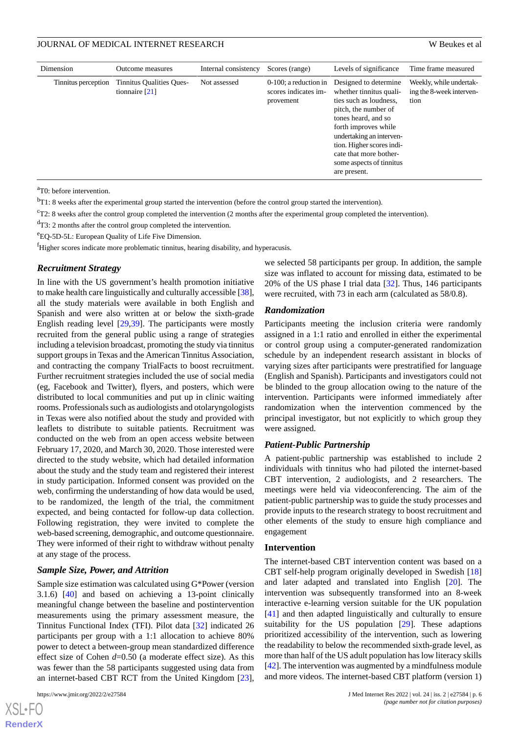| Dimension | Outcome measures | Internal consistency | Scores (range) | Levels of significance | Time frame measured |
|---|---|---|---|---|---|
| Tinnitus perception | Tinnitus Qualities Questionnaire [21] | Not assessed | 0-100; a reduction in scores indicates improvement | Designed to determine whether tinnitus qualities such as loudness, pitch, the number of tones heard, and so forth improves while undertaking an intervention. Higher scores indicate that more bothersome aspects of tinnitus are present. | Weekly, while undertaking the 8-week intervention |

[a]T0: before intervention.

[b]T1: 8 weeks after the experimental group started the intervention (before the control group started the intervention).

[c]T2: 8 weeks after the control group completed the intervention (2 months after the experimental group completed the intervention).

[d]T3: 2 months after the control group completed the intervention.

[e]EQ-5D-5L: European Quality of Life Five Dimension.

[f]Higher scores indicate more problematic tinnitus, hearing disability, and hyperacusis.

### Recruitment Strategy

In line with the US government's health promotion initiative to make health care linguistically and culturally accessible [38], all the study materials were available in both English and Spanish and were also written at or below the sixth-grade English reading level [29,39]. The participants were mostly recruited from the general public using a range of strategies including a television broadcast, promoting the study via tinnitus support groups in Texas and the American Tinnitus Association, and contracting the company TrialFacts to boost recruitment. Further recruitment strategies included the use of social media (eg, Facebook and Twitter), flyers, and posters, which were distributed to local communities and put up in clinic waiting rooms. Professionals such as audiologists and otolaryngologists in Texas were also notified about the study and provided with leaflets to distribute to suitable patients. Recruitment was conducted on the web from an open access website between February 17, 2020, and March 30, 2020. Those interested were directed to the study website, which had detailed information about the study and the study team and registered their interest in study participation. Informed consent was provided on the web, confirming the understanding of how data would be used, to be randomized, the length of the trial, the commitment expected, and being contacted for follow-up data collection. Following registration, they were invited to complete the web-based screening, demographic, and outcome questionnaire. They were informed of their right to withdraw without penalty at any stage of the process.

### Sample Size, Power, and Attrition

Sample size estimation was calculated using G*Power (version 3.1.6) [40] and based on achieving a 13-point clinically meaningful change between the baseline and postintervention measurements using the primary assessment measure, the Tinnitus Functional Index (TFI). Pilot data [32] indicated 26 participants per group with a 1:1 allocation to achieve 80% power to detect a between-group mean standardized difference effect size of Cohen $d$=0.50 (a moderate effect size). As this was fewer than the 58 participants suggested using data from an internet-based CBT RCT from the United Kingdom [23], we selected 58 participants per group. In addition, the sample size was inflated to account for missing data, estimated to be 20% of the US phase I trial data [32]. Thus, 146 participants were recruited, with 73 in each arm (calculated as 58/0.8).

### Randomization

Participants meeting the inclusion criteria were randomly assigned in a 1:1 ratio and enrolled in either the experimental or control group using a computer-generated randomization schedule by an independent research assistant in blocks of varying sizes after participants were prestratified for language (English and Spanish). Participants and investigators could not be blinded to the group allocation owing to the nature of the intervention. Participants were informed immediately after randomization when the intervention commenced by the principal investigator, but not explicitly to which group they were assigned.

### Patient-Public Partnership

A patient-public partnership was established to include 2 individuals with tinnitus who had piloted the internet-based CBT intervention, 2 audiologists, and 2 researchers. The meetings were held via videoconferencing. The aim of the patient-public partnership was to guide the study processes and provide inputs to the research strategy to boost recruitment and other elements of the study to ensure high compliance and engagement

## Intervention

The internet-based CBT intervention content was based on a CBT self-help program originally developed in Swedish [18] and later adapted and translated into English [20]. The intervention was subsequently transformed into an 8-week interactive e-learning version suitable for the UK population [41] and then adapted linguistically and culturally to ensure suitability for the US population [29]. These adaptions prioritized accessibility of the intervention, such as lowering the readability to below the recommended sixth-grade level, as more than half of the US adult population has low literacy skills [42]. The intervention was augmented by a mindfulness module and more videos. The internet-based CBT platform (version 1)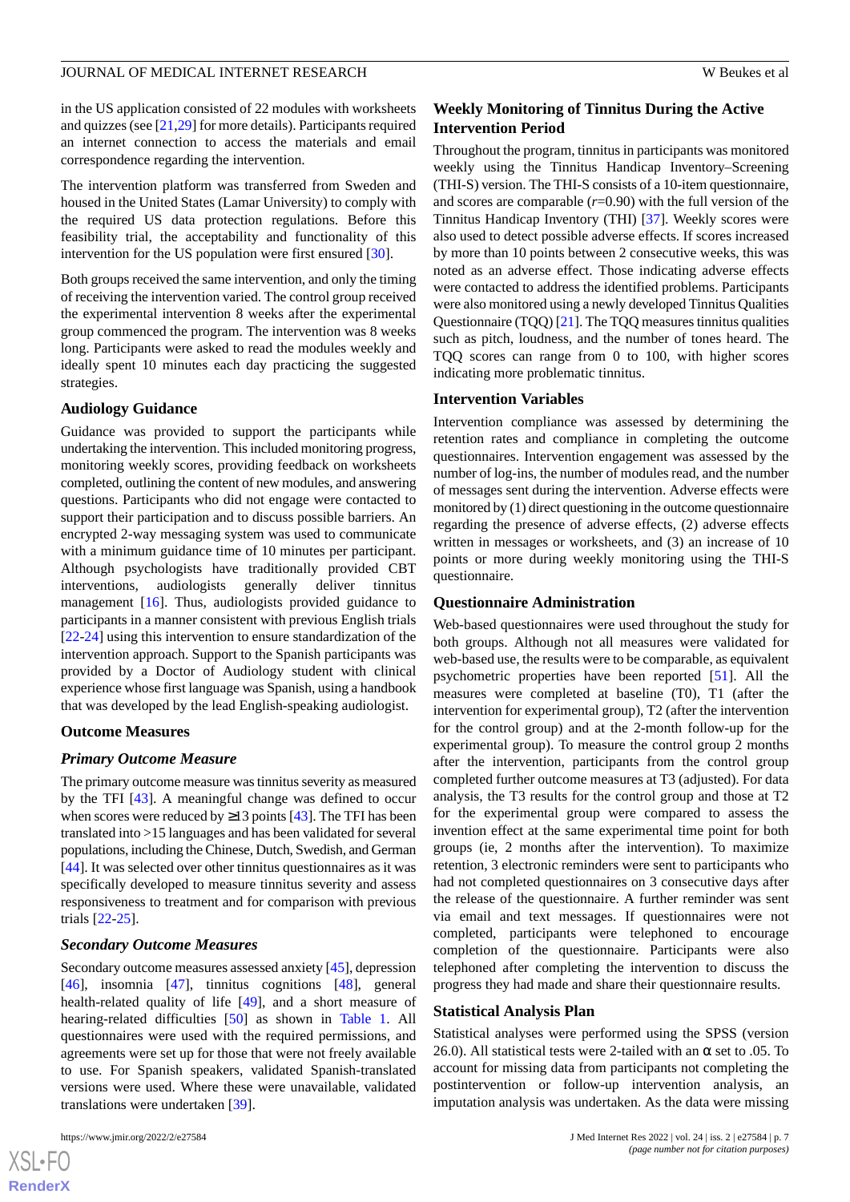in the US application consisted of 22 modules with worksheets and quizzes (see [21,29] for more details). Participants required an internet connection to access the materials and email correspondence regarding the intervention.

The intervention platform was transferred from Sweden and housed in the United States (Lamar University) to comply with the required US data protection regulations. Before this feasibility trial, the acceptability and functionality of this intervention for the US population were first ensured [30].

Both groups received the same intervention, and only the timing of receiving the intervention varied. The control group received the experimental intervention 8 weeks after the experimental group commenced the program. The intervention was 8 weeks long. Participants were asked to read the modules weekly and ideally spent 10 minutes each day practicing the suggested strategies.

### Audiology Guidance

Guidance was provided to support the participants while undertaking the intervention. This included monitoring progress, monitoring weekly scores, providing feedback on worksheets completed, outlining the content of new modules, and answering questions. Participants who did not engage were contacted to support their participation and to discuss possible barriers. An encrypted 2-way messaging system was used to communicate with a minimum guidance time of 10 minutes per participant. Although psychologists have traditionally provided CBT interventions, audiologists generally deliver tinnitus management [16]. Thus, audiologists provided guidance to participants in a manner consistent with previous English trials [22-24] using this intervention to ensure standardization of the intervention approach. Support to the Spanish participants was provided by a Doctor of Audiology student with clinical experience whose first language was Spanish, using a handbook that was developed by the lead English-speaking audiologist.

### Outcome Measures

#### Primary Outcome Measure

The primary outcome measure was tinnitus severity as measured by the TFI [43]. A meaningful change was defined to occur when scores were reduced by ≥13 points [43]. The TFI has been translated into >15 languages and has been validated for several populations, including the Chinese, Dutch, Swedish, and German [44]. It was selected over other tinnitus questionnaires as it was specifically developed to measure tinnitus severity and assess responsiveness to treatment and for comparison with previous trials [22-25].

#### Secondary Outcome Measures

Secondary outcome measures assessed anxiety [45], depression [46], insomnia [47], tinnitus cognitions [48], general health-related quality of life [49], and a short measure of hearing-related difficulties [50] as shown in Table 1. All questionnaires were used with the required permissions, and agreements were set up for those that were not freely available to use. For Spanish speakers, validated Spanish-translated versions were used. Where these were unavailable, validated translations were undertaken [39].

### Weekly Monitoring of Tinnitus During the Active Intervention Period

Throughout the program, tinnitus in participants was monitored weekly using the Tinnitus Handicap Inventory–Screening (THI-S) version. The THI-S consists of a 10-item questionnaire, and scores are comparable ($r$=0.90) with the full version of the Tinnitus Handicap Inventory (THI) [37]. Weekly scores were also used to detect possible adverse effects. If scores increased by more than 10 points between 2 consecutive weeks, this was noted as an adverse effect. Those indicating adverse effects were contacted to address the identified problems. Participants were also monitored using a newly developed Tinnitus Qualities Questionnaire (TQQ) [21]. The TQQ measures tinnitus qualities such as pitch, loudness, and the number of tones heard. The TQQ scores can range from 0 to 100, with higher scores indicating more problematic tinnitus.

### Intervention Variables

Intervention compliance was assessed by determining the retention rates and compliance in completing the outcome questionnaires. Intervention engagement was assessed by the number of log-ins, the number of modules read, and the number of messages sent during the intervention. Adverse effects were monitored by (1) direct questioning in the outcome questionnaire regarding the presence of adverse effects, (2) adverse effects written in messages or worksheets, and (3) an increase of 10 points or more during weekly monitoring using the THI-S questionnaire.

### Questionnaire Administration

Web-based questionnaires were used throughout the study for both groups. Although not all measures were validated for web-based use, the results were to be comparable, as equivalent psychometric properties have been reported [51]. All the measures were completed at baseline (T0), T1 (after the intervention for experimental group), T2 (after the intervention for the control group) and at the 2-month follow-up for the experimental group). To measure the control group 2 months after the intervention, participants from the control group completed further outcome measures at T3 (adjusted). For data analysis, the T3 results for the control group and those at T2 for the experimental group were compared to assess the invention effect at the same experimental time point for both groups (ie, 2 months after the intervention). To maximize retention, 3 electronic reminders were sent to participants who had not completed questionnaires on 3 consecutive days after the release of the questionnaire. A further reminder was sent via email and text messages. If questionnaires were not completed, participants were telephoned to encourage completion of the questionnaire. Participants were also telephoned after completing the intervention to discuss the progress they had made and share their questionnaire results.

### Statistical Analysis Plan

Statistical analyses were performed using the SPSS (version 26.0). All statistical tests were 2-tailed with an α set to .05. To account for missing data from participants not completing the postintervention or follow-up intervention analysis, an imputation analysis was undertaken. As the data were missing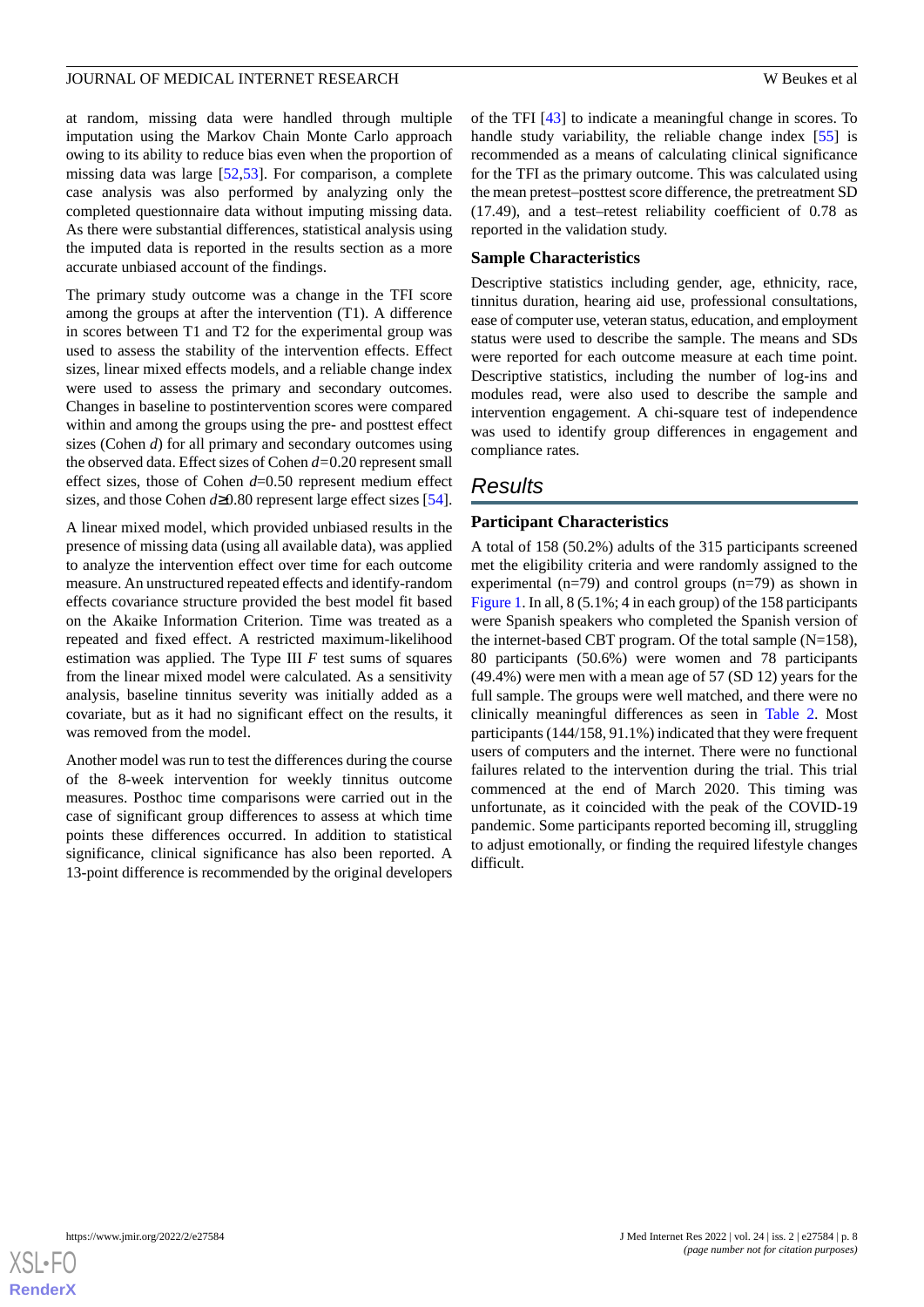at random, missing data were handled through multiple imputation using the Markov Chain Monte Carlo approach owing to its ability to reduce bias even when the proportion of missing data was large [52,53]. For comparison, a complete case analysis was also performed by analyzing only the completed questionnaire data without imputing missing data. As there were substantial differences, statistical analysis using the imputed data is reported in the results section as a more accurate unbiased account of the findings.

The primary study outcome was a change in the TFI score among the groups at after the intervention (T1). A difference in scores between T1 and T2 for the experimental group was used to assess the stability of the intervention effects. Effect sizes, linear mixed effects models, and a reliable change index were used to assess the primary and secondary outcomes. Changes in baseline to postintervention scores were compared within and among the groups using the pre- and posttest effect sizes (Cohen *d*) for all primary and secondary outcomes using the observed data. Effect sizes of Cohen $d$=0.20 represent small effect sizes, those of Cohen $d$=0.50 represent medium effect sizes, and those Cohen $d$≥0.80 represent large effect sizes [54].

A linear mixed model, which provided unbiased results in the presence of missing data (using all available data), was applied to analyze the intervention effect over time for each outcome measure. An unstructured repeated effects and identify-random effects covariance structure provided the best model fit based on the Akaike Information Criterion. Time was treated as a repeated and fixed effect. A restricted maximum-likelihood estimation was applied. The Type III $F$ test sums of squares from the linear mixed model were calculated. As a sensitivity analysis, baseline tinnitus severity was initially added as a covariate, but as it had no significant effect on the results, it was removed from the model.

Another model was run to test the differences during the course of the 8-week intervention for weekly tinnitus outcome measures. Posthoc time comparisons were carried out in the case of significant group differences to assess at which time points these differences occurred. In addition to statistical significance, clinical significance has also been reported. A 13-point difference is recommended by the original developers of the TFI [43] to indicate a meaningful change in scores. To handle study variability, the reliable change index [55] is recommended as a means of calculating clinical significance for the TFI as the primary outcome. This was calculated using the mean pretest–posttest score difference, the pretreatment SD (17.49), and a test–retest reliability coefficient of 0.78 as reported in the validation study.

### Sample Characteristics

Descriptive statistics including gender, age, ethnicity, race, tinnitus duration, hearing aid use, professional consultations, ease of computer use, veteran status, education, and employment status were used to describe the sample. The means and SDs were reported for each outcome measure at each time point. Descriptive statistics, including the number of log-ins and modules read, were also used to describe the sample and intervention engagement. A chi-square test of independence was used to identify group differences in engagement and compliance rates.

## Results

### Participant Characteristics

A total of 158 (50.2%) adults of the 315 participants screened met the eligibility criteria and were randomly assigned to the experimental (n=79) and control groups (n=79) as shown in Figure 1. In all, 8 (5.1%; 4 in each group) of the 158 participants were Spanish speakers who completed the Spanish version of the internet-based CBT program. Of the total sample (N=158), 80 participants (50.6%) were women and 78 participants (49.4%) were men with a mean age of 57 (SD 12) years for the full sample. The groups were well matched, and there were no clinically meaningful differences as seen in Table 2. Most participants (144/158, 91.1%) indicated that they were frequent users of computers and the internet. There were no functional failures related to the intervention during the trial. This trial commenced at the end of March 2020. This timing was unfortunate, as it coincided with the peak of the COVID-19 pandemic. Some participants reported becoming ill, struggling to adjust emotionally, or finding the required lifestyle changes difficult.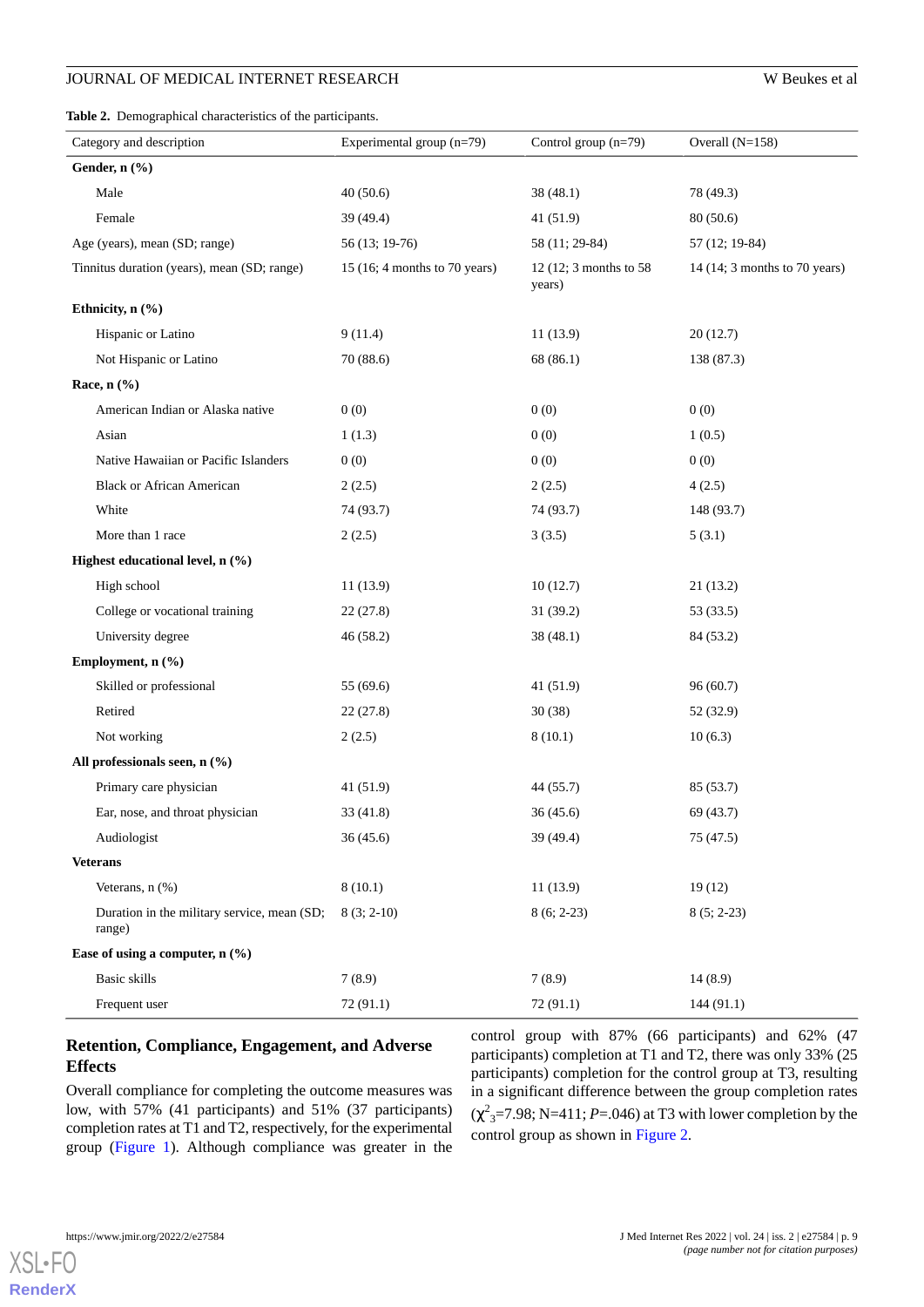**Table 2.** Demographical characteristics of the participants.

| Category and description | Experimental group (n=79) | Control group (n=79) | Overall (N=158) |
|---|---|---|---|
| **Gender, n (%)** | | | |
| Male | 40 (50.6) | 38 (48.1) | 78 (49.3) |
| Female | 39 (49.4) | 41 (51.9) | 80 (50.6) |
| Age (years), mean (SD; range) | 56 (13; 19-76) | 58 (11; 29-84) | 57 (12; 19-84) |
| Tinnitus duration (years), mean (SD; range) | 15 (16; 4 months to 70 years) | 12 (12; 3 months to 58 years) | 14 (14; 3 months to 70 years) |
| **Ethnicity, n (%)** | | | |
| Hispanic or Latino | 9 (11.4) | 11 (13.9) | 20 (12.7) |
| Not Hispanic or Latino | 70 (88.6) | 68 (86.1) | 138 (87.3) |
| **Race, n (%)** | | | |
| American Indian or Alaska native | 0 (0) | 0 (0) | 0 (0) |
| Asian | 1 (1.3) | 0 (0) | 1 (0.5) |
| Native Hawaiian or Pacific Islanders | 0 (0) | 0 (0) | 0 (0) |
| Black or African American | 2 (2.5) | 2 (2.5) | 4 (2.5) |
| White | 74 (93.7) | 74 (93.7) | 148 (93.7) |
| More than 1 race | 2 (2.5) | 3 (3.5) | 5 (3.1) |
| **Highest educational level, n (%)** | | | |
| High school | 11 (13.9) | 10 (12.7) | 21 (13.2) |
| College or vocational training | 22 (27.8) | 31 (39.2) | 53 (33.5) |
| University degree | 46 (58.2) | 38 (48.1) | 84 (53.2) |
| **Employment, n (%)** | | | |
| Skilled or professional | 55 (69.6) | 41 (51.9) | 96 (60.7) |
| Retired | 22 (27.8) | 30 (38) | 52 (32.9) |
| Not working | 2 (2.5) | 8 (10.1) | 10 (6.3) |
| **All professionals seen, n (%)** | | | |
| Primary care physician | 41 (51.9) | 44 (55.7) | 85 (53.7) |
| Ear, nose, and throat physician | 33 (41.8) | 36 (45.6) | 69 (43.7) |
| Audiologist | 36 (45.6) | 39 (49.4) | 75 (47.5) |
| **Veterans** | | | |
| Veterans, n (%) | 8 (10.1) | 11 (13.9) | 19 (12) |
| Duration in the military service, mean (SD; range) | 8 (3; 2-10) | 8 (6; 2-23) | 8 (5; 2-23) |
| **Ease of using a computer, n (%)** | | | |
| Basic skills | 7 (8.9) | 7 (8.9) | 14 (8.9) |
| Frequent user | 72 (91.1) | 72 (91.1) | 144 (91.1) |

## Retention, Compliance, Engagement, and Adverse Effects

Overall compliance for completing the outcome measures was low, with 57% (41 participants) and 51% (37 participants) completion rates at T1 and T2, respectively, for the experimental group (Figure 1). Although compliance was greater in the control group with 87% (66 participants) and 62% (47 participants) completion at T1 and T2, there was only 33% (25 participants) completion for the control group at T3, resulting in a significant difference between the group completion rates ($\chi^2_3$=7.98; N=411; *P*=.046) at T3 with lower completion by the control group as shown in Figure 2.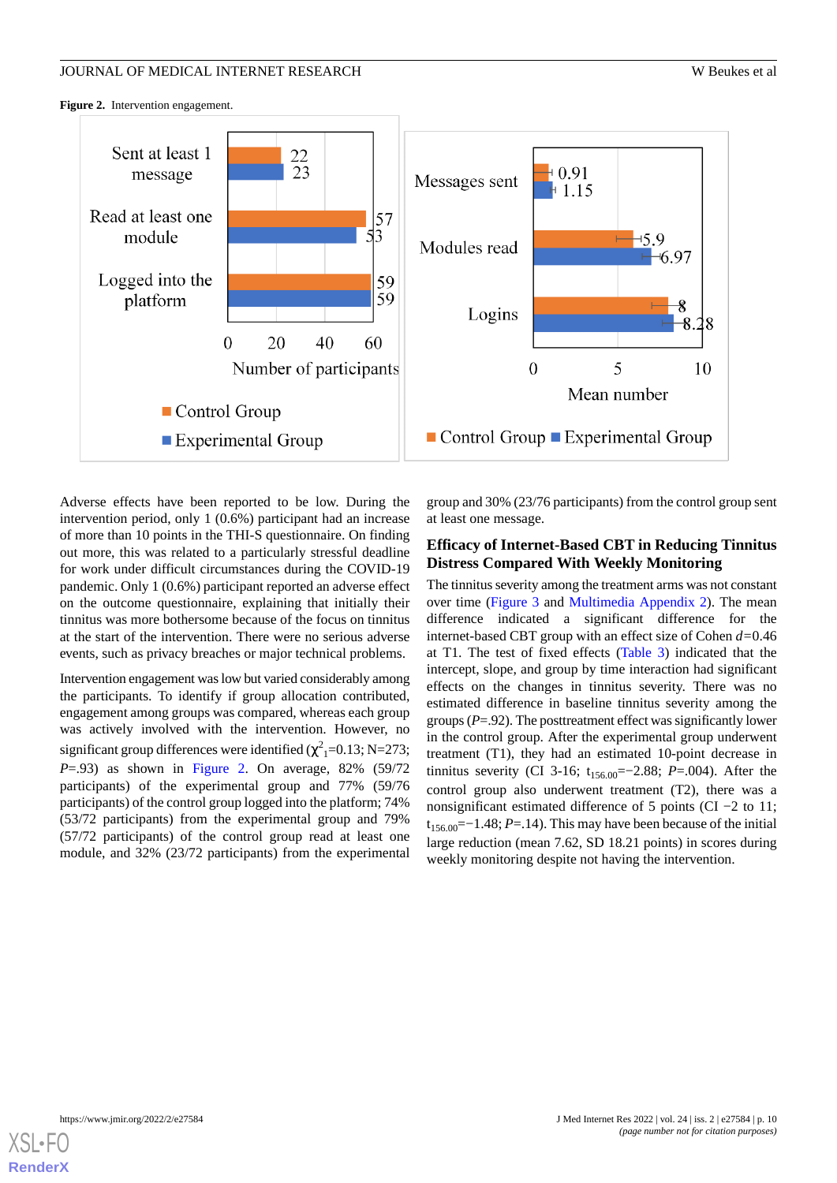**Figure 2.** Intervention engagement.

Adverse effects have been reported to be low. During the intervention period, only 1 (0.6%) participant had an increase of more than 10 points in the THI-S questionnaire. On finding out more, this was related to a particularly stressful deadline for work under difficult circumstances during the COVID-19 pandemic. Only 1 (0.6%) participant reported an adverse effect on the outcome questionnaire, explaining that initially their tinnitus was more bothersome because of the focus on tinnitus at the start of the intervention. There were no serious adverse events, such as privacy breaches or major technical problems.

Intervention engagement was low but varied considerably among the participants. To identify if group allocation contributed, engagement among groups was compared, whereas each group was actively involved with the intervention. However, no significant group differences were identified ($\chi^2_1$=0.13; N=273; *P*=.93) as shown in Figure 2. On average, 82% (59/72 participants) of the experimental group and 77% (59/76 participants) of the control group logged into the platform; 74% (53/72 participants) from the experimental group and 79% (57/72 participants) of the control group read at least one module, and 32% (23/72 participants) from the experimental group and 30% (23/76 participants) from the control group sent at least one message.

### Efficacy of Internet-Based CBT in Reducing Tinnitus Distress Compared With Weekly Monitoring

The tinnitus severity among the treatment arms was not constant over time (Figure 3 and Multimedia Appendix 2). The mean difference indicated a significant difference for the internet-based CBT group with an effect size of Cohen *d*=0.46 at T1. The test of fixed effects (Table 3) indicated that the intercept, slope, and group by time interaction had significant effects on the changes in tinnitus severity. There was no estimated difference in baseline tinnitus severity among the groups (*P*=.92). The posttreatment effect was significantly lower in the control group. After the experimental group underwent treatment (T1), they had an estimated 10-point decrease in tinnitus severity (CI 3-16; $t_{156.00}$=−2.88; *P*=.004). After the control group also underwent treatment (T2), there was a nonsignificant estimated difference of 5 points (CI −2 to 11; $t_{156.00}$=−1.48; *P*=.14). This may have been because of the initial large reduction (mean 7.62, SD 18.21 points) in scores during weekly monitoring despite not having the intervention.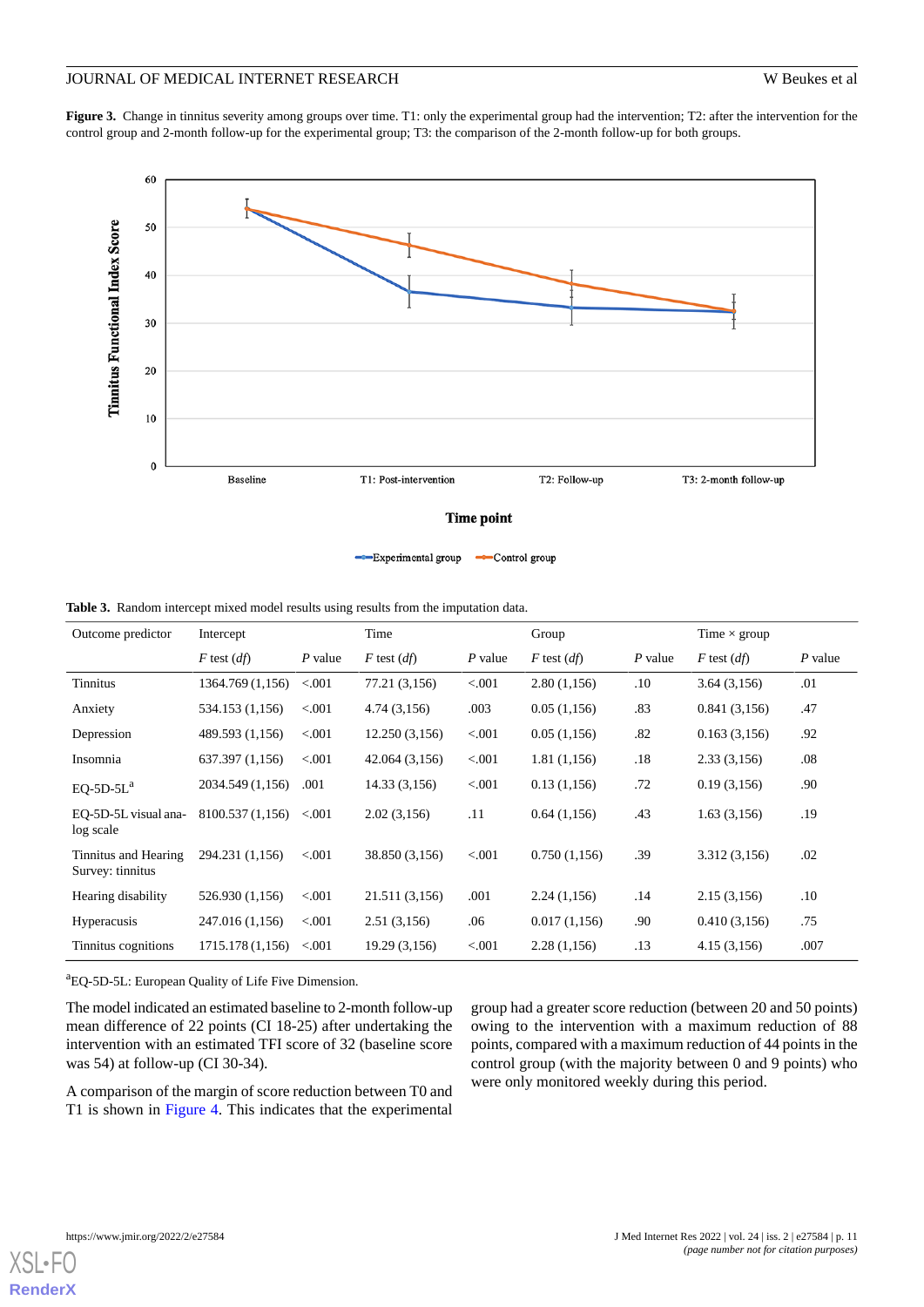**Figure 3.** Change in tinnitus severity among groups over time. T1: only the experimental group had the intervention; T2: after the intervention for the control group and 2-month follow-up for the experimental group; T3: the comparison of the 2-month follow-up for both groups.

**Table 3.** Random intercept mixed model results using results from the imputation data.

| Outcome predictor | Intercept | | Time | | Group | | Time × group | |
|---|---|---|---|---|---|---|---|---|
| | *F* test (*df*) | *P* value | *F* test (*df*) | *P* value | *F* test (*df*) | *P* value | *F* test (*df*) | *P* value |
| Tinnitus | 1364.769 (1,156) | <.001 | 77.21 (3,156) | <.001 | 2.80 (1,156) | .10 | 3.64 (3,156) | .01 |
| Anxiety | 534.153 (1,156) | <.001 | 4.74 (3,156) | .003 | 0.05 (1,156) | .83 | 0.841 (3,156) | .47 |
| Depression | 489.593 (1,156) | <.001 | 12.250 (3,156) | <.001 | 0.05 (1,156) | .82 | 0.163 (3,156) | .92 |
| Insomnia | 637.397 (1,156) | <.001 | 42.064 (3,156) | <.001 | 1.81 (1,156) | .18 | 2.33 (3,156) | .08 |
| EQ-5D-5L[a] | 2034.549 (1,156) | .001 | 14.33 (3,156) | <.001 | 0.13 (1,156) | .72 | 0.19 (3,156) | .90 |
| EQ-5D-5L visual analog scale | 8100.537 (1,156) | <.001 | 2.02 (3,156) | .11 | 0.64 (1,156) | .43 | 1.63 (3,156) | .19 |
| Tinnitus and Hearing Survey: tinnitus | 294.231 (1,156) | <.001 | 38.850 (3,156) | <.001 | 0.750 (1,156) | .39 | 3.312 (3,156) | .02 |
| Hearing disability | 526.930 (1,156) | <.001 | 21.511 (3,156) | .001 | 2.24 (1,156) | .14 | 2.15 (3,156) | .10 |
| Hyperacusis | 247.016 (1,156) | <.001 | 2.51 (3,156) | .06 | 0.017 (1,156) | .90 | 0.410 (3,156) | .75 |
| Tinnitus cognitions | 1715.178 (1,156) | <.001 | 19.29 (3,156) | <.001 | 2.28 (1,156) | .13 | 4.15 (3,156) | .007 |

[a]EQ-5D-5L: European Quality of Life Five Dimension.

The model indicated an estimated baseline to 2-month follow-up mean difference of 22 points (CI 18-25) after undertaking the intervention with an estimated TFI score of 32 (baseline score was 54) at follow-up (CI 30-34).

A comparison of the margin of score reduction between T0 and T1 is shown in Figure 4. This indicates that the experimental group had a greater score reduction (between 20 and 50 points) owing to the intervention with a maximum reduction of 88 points, compared with a maximum reduction of 44 points in the control group (with the majority between 0 and 9 points) who were only monitored weekly during this period.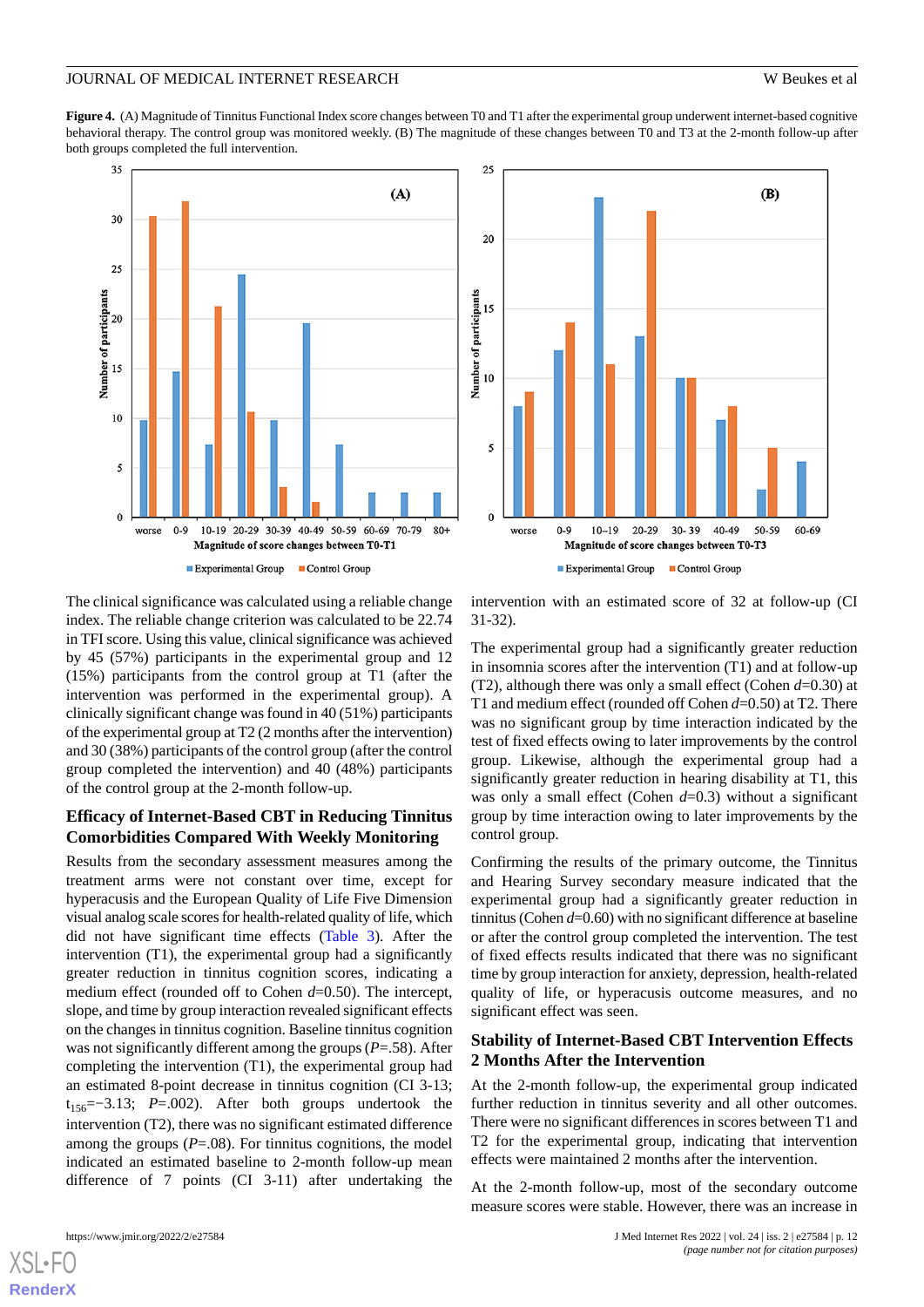**Figure 4.** (A) Magnitude of Tinnitus Functional Index score changes between T0 and T1 after the experimental group underwent internet-based cognitive behavioral therapy. The control group was monitored weekly. (B) The magnitude of these changes between T0 and T3 at the 2-month follow-up after both groups completed the full intervention.

The clinical significance was calculated using a reliable change index. The reliable change criterion was calculated to be 22.74 in TFI score. Using this value, clinical significance was achieved by 45 (57%) participants in the experimental group and 12 (15%) participants from the control group at T1 (after the intervention was performed in the experimental group). A clinically significant change was found in 40 (51%) participants of the experimental group at T2 (2 months after the intervention) and 30 (38%) participants of the control group (after the control group completed the intervention) and 40 (48%) participants of the control group at the 2-month follow-up.

### Efficacy of Internet-Based CBT in Reducing Tinnitus Comorbidities Compared With Weekly Monitoring

Results from the secondary assessment measures among the treatment arms were not constant over time, except for hyperacusis and the European Quality of Life Five Dimension visual analog scale scores for health-related quality of life, which did not have significant time effects (Table 3). After the intervention (T1), the experimental group had a significantly greater reduction in tinnitus cognition scores, indicating a medium effect (rounded off to Cohen *d*=0.50). The intercept, slope, and time by group interaction revealed significant effects on the changes in tinnitus cognition. Baseline tinnitus cognition was not significantly different among the groups (*P*=.58). After completing the intervention (T1), the experimental group had an estimated 8-point decrease in tinnitus cognition (CI 3-13; $t_{156}$=−3.13; *P*=.002). After both groups undertook the intervention (T2), there was no significant estimated difference among the groups (*P*=.08). For tinnitus cognitions, the model indicated an estimated baseline to 2-month follow-up mean difference of 7 points (CI 3-11) after undertaking the intervention with an estimated score of 32 at follow-up (CI 31-32).

The experimental group had a significantly greater reduction in insomnia scores after the intervention (T1) and at follow-up (T2), although there was only a small effect (Cohen *d*=0.30) at T1 and medium effect (rounded off Cohen *d*=0.50) at T2. There was no significant group by time interaction indicated by the test of fixed effects owing to later improvements by the control group. Likewise, although the experimental group had a significantly greater reduction in hearing disability at T1, this was only a small effect (Cohen *d*=0.3) without a significant group by time interaction owing to later improvements by the control group.

Confirming the results of the primary outcome, the Tinnitus and Hearing Survey secondary measure indicated that the experimental group had a significantly greater reduction in tinnitus (Cohen *d*=0.60) with no significant difference at baseline or after the control group completed the intervention. The test of fixed effects results indicated that there was no significant time by group interaction for anxiety, depression, health-related quality of life, or hyperacusis outcome measures, and no significant effect was seen.

### Stability of Internet-Based CBT Intervention Effects 2 Months After the Intervention

At the 2-month follow-up, the experimental group indicated further reduction in tinnitus severity and all other outcomes. There were no significant differences in scores between T1 and T2 for the experimental group, indicating that intervention effects were maintained 2 months after the intervention.

At the 2-month follow-up, most of the secondary outcome measure scores were stable. However, there was an increase in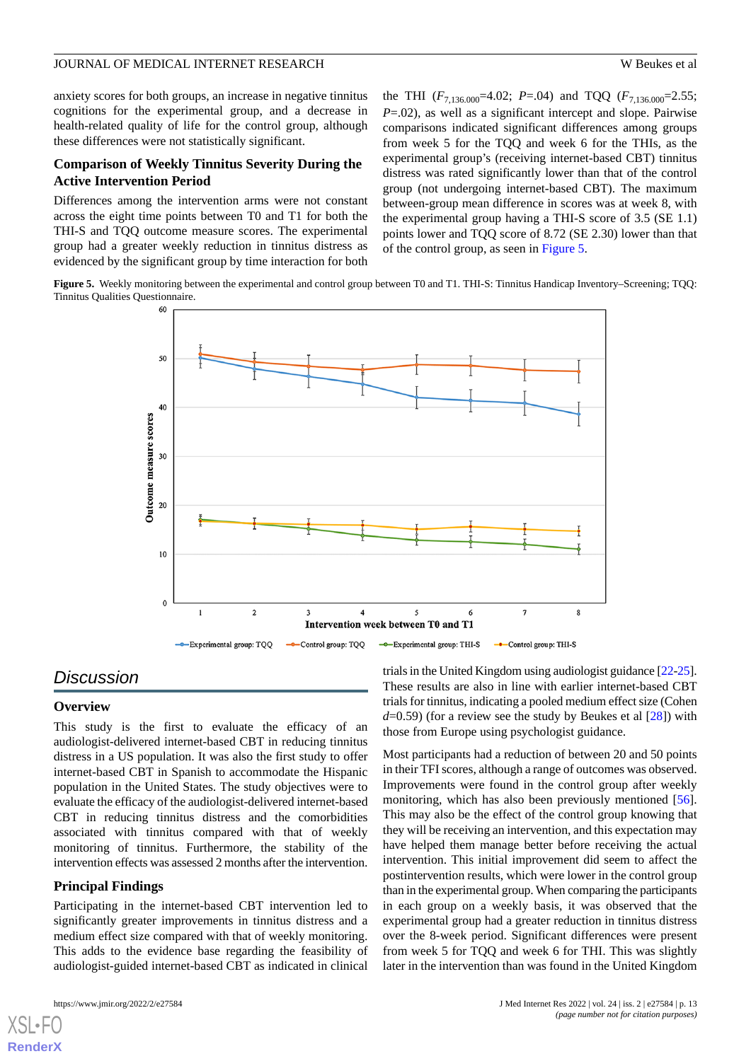anxiety scores for both groups, an increase in negative tinnitus cognitions for the experimental group, and a decrease in health-related quality of life for the control group, although these differences were not statistically significant.

### Comparison of Weekly Tinnitus Severity During the Active Intervention Period

Differences among the intervention arms were not constant across the eight time points between T0 and T1 for both the THI-S and TQQ outcome measure scores. The experimental group had a greater weekly reduction in tinnitus distress as evidenced by the significant group by time interaction for both the THI ($F_{7,136.000}$=4.02; *P*=.04) and TQQ ($F_{7,136.000}$=2.55; *P*=.02), as well as a significant intercept and slope. Pairwise comparisons indicated significant differences among groups from week 5 for the TQQ and week 6 for the THIs, as the experimental group's (receiving internet-based CBT) tinnitus distress was rated significantly lower than that of the control group (not undergoing internet-based CBT). The maximum between-group mean difference in scores was at week 8, with the experimental group having a THI-S score of 3.5 (SE 1.1) points lower and TQQ score of 8.72 (SE 2.30) lower than that of the control group, as seen in Figure 5.

**Figure 5.** Weekly monitoring between the experimental and control group between T0 and T1. THI-S: Tinnitus Handicap Inventory–Screening; TQQ: Tinnitus Qualities Questionnaire.

## Discussion

### Overview

This study is the first to evaluate the efficacy of an audiologist-delivered internet-based CBT in reducing tinnitus distress in a US population. It was also the first study to offer internet-based CBT in Spanish to accommodate the Hispanic population in the United States. The study objectives were to evaluate the efficacy of the audiologist-delivered internet-based CBT in reducing tinnitus distress and the comorbidities associated with tinnitus compared with that of weekly monitoring of tinnitus. Furthermore, the stability of the intervention effects was assessed 2 months after the intervention.

### Principal Findings

Participating in the internet-based CBT intervention led to significantly greater improvements in tinnitus distress and a medium effect size compared with that of weekly monitoring. This adds to the evidence base regarding the feasibility of audiologist-guided internet-based CBT as indicated in clinical trials in the United Kingdom using audiologist guidance [22-25]. These results are also in line with earlier internet-based CBT trials for tinnitus, indicating a pooled medium effect size (Cohen *d*=0.59) (for a review see the study by Beukes et al [28]) with those from Europe using psychologist guidance.

Most participants had a reduction of between 20 and 50 points in their TFI scores, although a range of outcomes was observed. Improvements were found in the control group after weekly monitoring, which has also been previously mentioned [56]. This may also be the effect of the control group knowing that they will be receiving an intervention, and this expectation may have helped them manage better before receiving the actual intervention. This initial improvement did seem to affect the postintervention results, which were lower in the control group than in the experimental group. When comparing the participants in each group on a weekly basis, it was observed that the experimental group had a greater reduction in tinnitus distress over the 8-week period. Significant differences were present from week 5 for TQQ and week 6 for THI. This was slightly later in the intervention than was found in the United Kingdom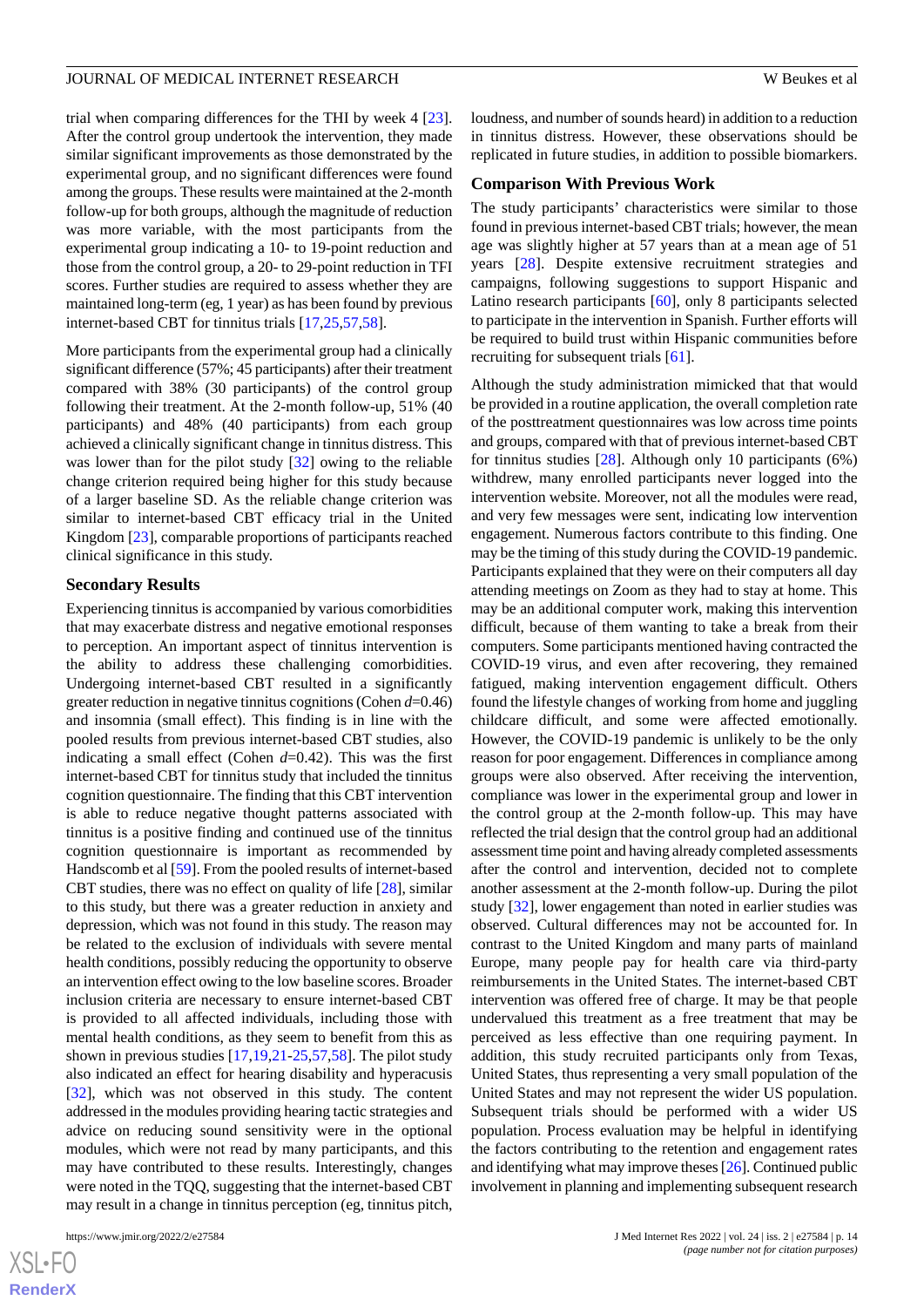trial when comparing differences for the THI by week 4 [23]. After the control group undertook the intervention, they made similar significant improvements as those demonstrated by the experimental group, and no significant differences were found among the groups. These results were maintained at the 2-month follow-up for both groups, although the magnitude of reduction was more variable, with the most participants from the experimental group indicating a 10- to 19-point reduction and those from the control group, a 20- to 29-point reduction in TFI scores. Further studies are required to assess whether they are maintained long-term (eg, 1 year) as has been found by previous internet-based CBT for tinnitus trials [17,25,57,58].

More participants from the experimental group had a clinically significant difference (57%; 45 participants) after their treatment compared with 38% (30 participants) of the control group following their treatment. At the 2-month follow-up, 51% (40 participants) and 48% (40 participants) from each group achieved a clinically significant change in tinnitus distress. This was lower than for the pilot study [32] owing to the reliable change criterion required being higher for this study because of a larger baseline SD. As the reliable change criterion was similar to internet-based CBT efficacy trial in the United Kingdom [23], comparable proportions of participants reached clinical significance in this study.

### Secondary Results

Experiencing tinnitus is accompanied by various comorbidities that may exacerbate distress and negative emotional responses to perception. An important aspect of tinnitus intervention is the ability to address these challenging comorbidities. Undergoing internet-based CBT resulted in a significantly greater reduction in negative tinnitus cognitions (Cohen $d$=0.46) and insomnia (small effect). This finding is in line with the pooled results from previous internet-based CBT studies, also indicating a small effect (Cohen $d$=0.42). This was the first internet-based CBT for tinnitus study that included the tinnitus cognition questionnaire. The finding that this CBT intervention is able to reduce negative thought patterns associated with tinnitus is a positive finding and continued use of the tinnitus cognition questionnaire is important as recommended by Handscomb et al [59]. From the pooled results of internet-based CBT studies, there was no effect on quality of life [28], similar to this study, but there was a greater reduction in anxiety and depression, which was not found in this study. The reason may be related to the exclusion of individuals with severe mental health conditions, possibly reducing the opportunity to observe an intervention effect owing to the low baseline scores. Broader inclusion criteria are necessary to ensure internet-based CBT is provided to all affected individuals, including those with mental health conditions, as they seem to benefit from this as shown in previous studies [17,19,21-25,57,58]. The pilot study also indicated an effect for hearing disability and hyperacusis [32], which was not observed in this study. The content addressed in the modules providing hearing tactic strategies and advice on reducing sound sensitivity were in the optional modules, which were not read by many participants, and this may have contributed to these results. Interestingly, changes were noted in the TQQ, suggesting that the internet-based CBT may result in a change in tinnitus perception (eg, tinnitus pitch, loudness, and number of sounds heard) in addition to a reduction in tinnitus distress. However, these observations should be replicated in future studies, in addition to possible biomarkers.

### Comparison With Previous Work

The study participants' characteristics were similar to those found in previous internet-based CBT trials; however, the mean age was slightly higher at 57 years than at a mean age of 51 years [28]. Despite extensive recruitment strategies and campaigns, following suggestions to support Hispanic and Latino research participants [60], only 8 participants selected to participate in the intervention in Spanish. Further efforts will be required to build trust within Hispanic communities before recruiting for subsequent trials [61].

Although the study administration mimicked that that would be provided in a routine application, the overall completion rate of the posttreatment questionnaires was low across time points and groups, compared with that of previous internet-based CBT for tinnitus studies [28]. Although only 10 participants (6%) withdrew, many enrolled participants never logged into the intervention website. Moreover, not all the modules were read, and very few messages were sent, indicating low intervention engagement. Numerous factors contribute to this finding. One may be the timing of this study during the COVID-19 pandemic. Participants explained that they were on their computers all day attending meetings on Zoom as they had to stay at home. This may be an additional computer work, making this intervention difficult, because of them wanting to take a break from their computers. Some participants mentioned having contracted the COVID-19 virus, and even after recovering, they remained fatigued, making intervention engagement difficult. Others found the lifestyle changes of working from home and juggling childcare difficult, and some were affected emotionally. However, the COVID-19 pandemic is unlikely to be the only reason for poor engagement. Differences in compliance among groups were also observed. After receiving the intervention, compliance was lower in the experimental group and lower in the control group at the 2-month follow-up. This may have reflected the trial design that the control group had an additional assessment time point and having already completed assessments after the control and intervention, decided not to complete another assessment at the 2-month follow-up. During the pilot study [32], lower engagement than noted in earlier studies was observed. Cultural differences may not be accounted for. In contrast to the United Kingdom and many parts of mainland Europe, many people pay for health care via third-party reimbursements in the United States. The internet-based CBT intervention was offered free of charge. It may be that people undervalued this treatment as a free treatment that may be perceived as less effective than one requiring payment. In addition, this study recruited participants only from Texas, United States, thus representing a very small population of the United States and may not represent the wider US population. Subsequent trials should be performed with a wider US population. Process evaluation may be helpful in identifying the factors contributing to the retention and engagement rates and identifying what may improve theses [26]. Continued public involvement in planning and implementing subsequent research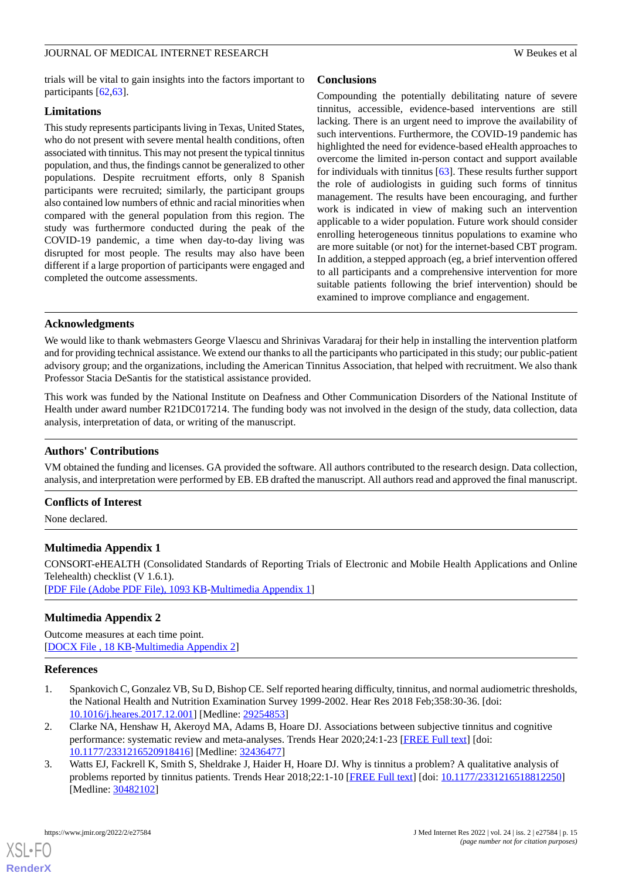trials will be vital to gain insights into the factors important to participants [62,63].

### Limitations

This study represents participants living in Texas, United States, who do not present with severe mental health conditions, often associated with tinnitus. This may not present the typical tinnitus population, and thus, the findings cannot be generalized to other populations. Despite recruitment efforts, only 8 Spanish participants were recruited; similarly, the participant groups also contained low numbers of ethnic and racial minorities when compared with the general population from this region. The study was furthermore conducted during the peak of the COVID-19 pandemic, a time when day-to-day living was disrupted for most people. The results may also have been different if a large proportion of participants were engaged and completed the outcome assessments.

### Conclusions

Compounding the potentially debilitating nature of severe tinnitus, accessible, evidence-based interventions are still lacking. There is an urgent need to improve the availability of such interventions. Furthermore, the COVID-19 pandemic has highlighted the need for evidence-based eHealth approaches to overcome the limited in-person contact and support available for individuals with tinnitus [63]. These results further support the role of audiologists in guiding such forms of tinnitus management. The results have been encouraging, and further work is indicated in view of making such an intervention applicable to a wider population. Future work should consider enrolling heterogeneous tinnitus populations to examine who are more suitable (or not) for the internet-based CBT program. In addition, a stepped approach (eg, a brief intervention offered to all participants and a comprehensive intervention for more suitable patients following the brief intervention) should be examined to improve compliance and engagement.

## Acknowledgments

We would like to thank webmasters George Vlaescu and Shrinivas Varadaraj for their help in installing the intervention platform and for providing technical assistance. We extend our thanks to all the participants who participated in this study; our public-patient advisory group; and the organizations, including the American Tinnitus Association, that helped with recruitment. We also thank Professor Stacia DeSantis for the statistical assistance provided.

This work was funded by the National Institute on Deafness and Other Communication Disorders of the National Institute of Health under award number R21DC017214. The funding body was not involved in the design of the study, data collection, data analysis, interpretation of data, or writing of the manuscript.

## Authors' Contributions

VM obtained the funding and licenses. GA provided the software. All authors contributed to the research design. Data collection, analysis, and interpretation were performed by EB. EB drafted the manuscript. All authors read and approved the final manuscript.

## Conflicts of Interest

None declared.

## Multimedia Appendix 1

CONSORT-eHEALTH (Consolidated Standards of Reporting Trials of Electronic and Mobile Health Applications and Online Telehealth) checklist (V 1.6.1).

[PDF File (Adobe PDF File), 1093 KB-Multimedia Appendix 1]

## Multimedia Appendix 2

Outcome measures at each time point.

[DOCX File , 18 KB-Multimedia Appendix 2]

## References

1. Spankovich C, Gonzalez VB, Su D, Bishop CE. Self reported hearing difficulty, tinnitus, and normal audiometric thresholds, the National Health and Nutrition Examination Survey 1999-2002. Hear Res 2018 Feb;358:30-36. [doi: 10.1016/j.heares.2017.12.001] [Medline: 29254853]
2. Clarke NA, Henshaw H, Akeroyd MA, Adams B, Hoare DJ. Associations between subjective tinnitus and cognitive performance: systematic review and meta-analyses. Trends Hear 2020;24:1-23 [FREE Full text] [doi: 10.1177/2331216520918416] [Medline: 32436477]
3. Watts EJ, Fackrell K, Smith S, Sheldrake J, Haider H, Hoare DJ. Why is tinnitus a problem? A qualitative analysis of problems reported by tinnitus patients. Trends Hear 2018;22:1-10 [FREE Full text] [doi: 10.1177/2331216518812250] [Medline: 30482102]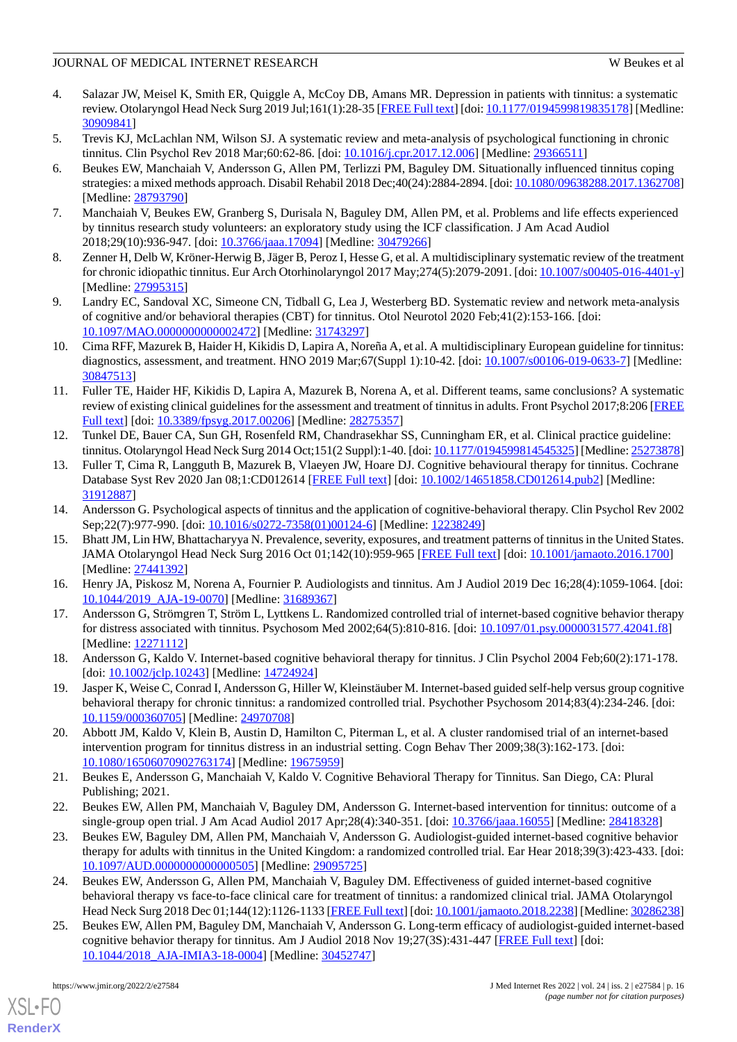4. Salazar JW, Meisel K, Smith ER, Quiggle A, McCoy DB, Amans MR. Depression in patients with tinnitus: a systematic review. Otolaryngol Head Neck Surg 2019 Jul;161(1):28-35 [FREE Full text] [doi: 10.1177/0194599819835178] [Medline: 30909841]
5. Trevis KJ, McLachlan NM, Wilson SJ. A systematic review and meta-analysis of psychological functioning in chronic tinnitus. Clin Psychol Rev 2018 Mar;60:62-86. [doi: 10.1016/j.cpr.2017.12.006] [Medline: 29366511]
6. Beukes EW, Manchaiah V, Andersson G, Allen PM, Terlizzi PM, Baguley DM. Situationally influenced tinnitus coping strategies: a mixed methods approach. Disabil Rehabil 2018 Dec;40(24):2884-2894. [doi: 10.1080/09638288.2017.1362708] [Medline: 28793790]
7. Manchaiah V, Beukes EW, Granberg S, Durisala N, Baguley DM, Allen PM, et al. Problems and life effects experienced by tinnitus research study volunteers: an exploratory study using the ICF classification. J Am Acad Audiol 2018;29(10):936-947. [doi: 10.3766/jaaa.17094] [Medline: 30479266]
8. Zenner H, Delb W, Kröner-Herwig B, Jäger B, Peroz I, Hesse G, et al. A multidisciplinary systematic review of the treatment for chronic idiopathic tinnitus. Eur Arch Otorhinolaryngol 2017 May;274(5):2079-2091. [doi: 10.1007/s00405-016-4401-y] [Medline: 27995315]
9. Landry EC, Sandoval XC, Simeone CN, Tidball G, Lea J, Westerberg BD. Systematic review and network meta-analysis of cognitive and/or behavioral therapies (CBT) for tinnitus. Otol Neurotol 2020 Feb;41(2):153-166. [doi: 10.1097/MAO.0000000000002472] [Medline: 31743297]
10. Cima RFF, Mazurek B, Haider H, Kikidis D, Lapira A, Noreña A, et al. A multidisciplinary European guideline for tinnitus: diagnostics, assessment, and treatment. HNO 2019 Mar;67(Suppl 1):10-42. [doi: 10.1007/s00106-019-0633-7] [Medline: 30847513]
11. Fuller TE, Haider HF, Kikidis D, Lapira A, Mazurek B, Norena A, et al. Different teams, same conclusions? A systematic review of existing clinical guidelines for the assessment and treatment of tinnitus in adults. Front Psychol 2017;8:206 [FREE Full text] [doi: 10.3389/fpsyg.2017.00206] [Medline: 28275357]
12. Tunkel DE, Bauer CA, Sun GH, Rosenfeld RM, Chandrasekhar SS, Cunningham ER, et al. Clinical practice guideline: tinnitus. Otolaryngol Head Neck Surg 2014 Oct;151(2 Suppl):1-40. [doi: 10.1177/0194599814545325] [Medline: 25273878]
13. Fuller T, Cima R, Langguth B, Mazurek B, Vlaeyen JW, Hoare DJ. Cognitive behavioural therapy for tinnitus. Cochrane Database Syst Rev 2020 Jan 08;1:CD012614 [FREE Full text] [doi: 10.1002/14651858.CD012614.pub2] [Medline: 31912887]
14. Andersson G. Psychological aspects of tinnitus and the application of cognitive-behavioral therapy. Clin Psychol Rev 2002 Sep;22(7):977-990. [doi: 10.1016/s0272-7358(01)00124-6] [Medline: 12238249]
15. Bhatt JM, Lin HW, Bhattacharyya N. Prevalence, severity, exposures, and treatment patterns of tinnitus in the United States. JAMA Otolaryngol Head Neck Surg 2016 Oct 01;142(10):959-965 [FREE Full text] [doi: 10.1001/jamaoto.2016.1700] [Medline: 27441392]
16. Henry JA, Piskosz M, Norena A, Fournier P. Audiologists and tinnitus. Am J Audiol 2019 Dec 16;28(4):1059-1064. [doi: 10.1044/2019_AJA-19-0070] [Medline: 31689367]
17. Andersson G, Strömgren T, Ström L, Lyttkens L. Randomized controlled trial of internet-based cognitive behavior therapy for distress associated with tinnitus. Psychosom Med 2002;64(5):810-816. [doi: 10.1097/01.psy.0000031577.42041.f8] [Medline: 12271112]
18. Andersson G, Kaldo V. Internet-based cognitive behavioral therapy for tinnitus. J Clin Psychol 2004 Feb;60(2):171-178. [doi: 10.1002/jclp.10243] [Medline: 14724924]
19. Jasper K, Weise C, Conrad I, Andersson G, Hiller W, Kleinstäuber M. Internet-based guided self-help versus group cognitive behavioral therapy for chronic tinnitus: a randomized controlled trial. Psychother Psychosom 2014;83(4):234-246. [doi: 10.1159/000360705] [Medline: 24970708]
20. Abbott JM, Kaldo V, Klein B, Austin D, Hamilton C, Piterman L, et al. A cluster randomised trial of an internet-based intervention program for tinnitus distress in an industrial setting. Cogn Behav Ther 2009;38(3):162-173. [doi: 10.1080/16506070902763174] [Medline: 19675959]
21. Beukes E, Andersson G, Manchaiah V, Kaldo V. Cognitive Behavioral Therapy for Tinnitus. San Diego, CA: Plural Publishing; 2021.
22. Beukes EW, Allen PM, Manchaiah V, Baguley DM, Andersson G. Internet-based intervention for tinnitus: outcome of a single-group open trial. J Am Acad Audiol 2017 Apr;28(4):340-351. [doi: 10.3766/jaaa.16055] [Medline: 28418328]
23. Beukes EW, Baguley DM, Allen PM, Manchaiah V, Andersson G. Audiologist-guided internet-based cognitive behavior therapy for adults with tinnitus in the United Kingdom: a randomized controlled trial. Ear Hear 2018;39(3):423-433. [doi: 10.1097/AUD.0000000000000505] [Medline: 29095725]
24. Beukes EW, Andersson G, Allen PM, Manchaiah V, Baguley DM. Effectiveness of guided internet-based cognitive behavioral therapy vs face-to-face clinical care for treatment of tinnitus: a randomized clinical trial. JAMA Otolaryngol Head Neck Surg 2018 Dec 01;144(12):1126-1133 [FREE Full text] [doi: 10.1001/jamaoto.2018.2238] [Medline: 30286238]
25. Beukes EW, Allen PM, Baguley DM, Manchaiah V, Andersson G. Long-term efficacy of audiologist-guided internet-based cognitive behavior therapy for tinnitus. Am J Audiol 2018 Nov 19;27(3S):431-447 [FREE Full text] [doi: 10.1044/2018_AJA-IMIA3-18-0004] [Medline: 30452747]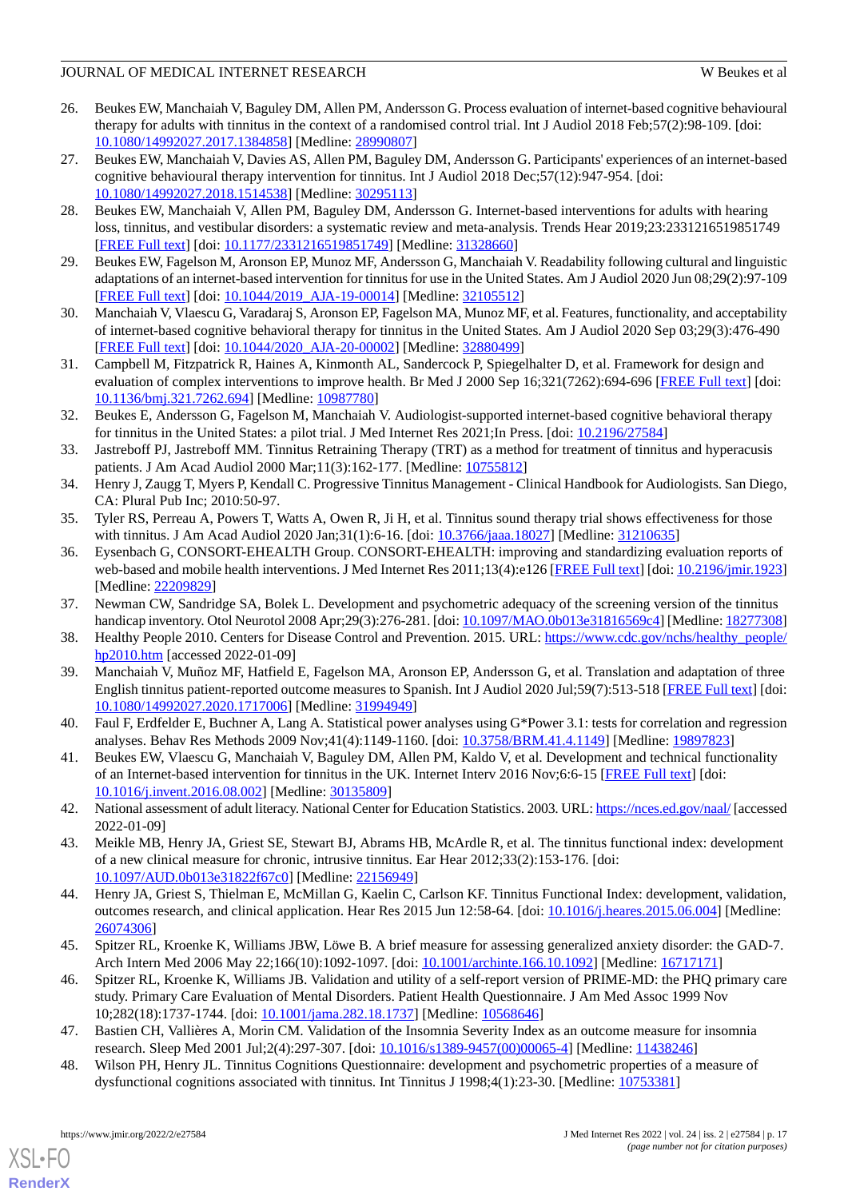26. Beukes EW, Manchaiah V, Baguley DM, Allen PM, Andersson G. Process evaluation of internet-based cognitive behavioural therapy for adults with tinnitus in the context of a randomised control trial. Int J Audiol 2018 Feb;57(2):98-109. [doi: 10.1080/14992027.2017.1384858] [Medline: 28990807]
27. Beukes EW, Manchaiah V, Davies AS, Allen PM, Baguley DM, Andersson G. Participants' experiences of an internet-based cognitive behavioural therapy intervention for tinnitus. Int J Audiol 2018 Dec;57(12):947-954. [doi: 10.1080/14992027.2018.1514538] [Medline: 30295113]
28. Beukes EW, Manchaiah V, Allen PM, Baguley DM, Andersson G. Internet-based interventions for adults with hearing loss, tinnitus, and vestibular disorders: a systematic review and meta-analysis. Trends Hear 2019;23:2331216519851749 [FREE Full text] [doi: 10.1177/2331216519851749] [Medline: 31328660]
29. Beukes EW, Fagelson M, Aronson EP, Munoz MF, Andersson G, Manchaiah V. Readability following cultural and linguistic adaptations of an internet-based intervention for tinnitus for use in the United States. Am J Audiol 2020 Jun 08;29(2):97-109 [FREE Full text] [doi: 10.1044/2019_AJA-19-00014] [Medline: 32105512]
30. Manchaiah V, Vlaescu G, Varadaraj S, Aronson EP, Fagelson MA, Munoz MF, et al. Features, functionality, and acceptability of internet-based cognitive behavioral therapy for tinnitus in the United States. Am J Audiol 2020 Sep 03;29(3):476-490 [FREE Full text] [doi: 10.1044/2020_AJA-20-00002] [Medline: 32880499]
31. Campbell M, Fitzpatrick R, Haines A, Kinmonth AL, Sandercock P, Spiegelhalter D, et al. Framework for design and evaluation of complex interventions to improve health. Br Med J 2000 Sep 16;321(7262):694-696 [FREE Full text] [doi: 10.1136/bmj.321.7262.694] [Medline: 10987780]
32. Beukes E, Andersson G, Fagelson M, Manchaiah V. Audiologist-supported internet-based cognitive behavioral therapy for tinnitus in the United States: a pilot trial. J Med Internet Res 2021;In Press. [doi: 10.2196/27584]
33. Jastreboff PJ, Jastreboff MM. Tinnitus Retraining Therapy (TRT) as a method for treatment of tinnitus and hyperacusis patients. J Am Acad Audiol 2000 Mar;11(3):162-177. [Medline: 10755812]
34. Henry J, Zaugg T, Myers P, Kendall C. Progressive Tinnitus Management - Clinical Handbook for Audiologists. San Diego, CA: Plural Pub Inc; 2010:50-97.
35. Tyler RS, Perreau A, Powers T, Watts A, Owen R, Ji H, et al. Tinnitus sound therapy trial shows effectiveness for those with tinnitus. J Am Acad Audiol 2020 Jan;31(1):6-16. [doi: 10.3766/jaaa.18027] [Medline: 31210635]
36. Eysenbach G, CONSORT-EHEALTH Group. CONSORT-EHEALTH: improving and standardizing evaluation reports of web-based and mobile health interventions. J Med Internet Res 2011;13(4):e126 [FREE Full text] [doi: 10.2196/jmir.1923] [Medline: 22209829]
37. Newman CW, Sandridge SA, Bolek L. Development and psychometric adequacy of the screening version of the tinnitus handicap inventory. Otol Neurotol 2008 Apr;29(3):276-281. [doi: 10.1097/MAO.0b013e31816569c4] [Medline: 18277308]
38. Healthy People 2010. Centers for Disease Control and Prevention. 2015. URL: https://www.cdc.gov/nchs/healthy_people/hp2010.htm [accessed 2022-01-09]
39. Manchaiah V, Muñoz MF, Hatfield E, Fagelson MA, Aronson EP, Andersson G, et al. Translation and adaptation of three English tinnitus patient-reported outcome measures to Spanish. Int J Audiol 2020 Jul;59(7):513-518 [FREE Full text] [doi: 10.1080/14992027.2020.1717006] [Medline: 31994949]
40. Faul F, Erdfelder E, Buchner A, Lang A. Statistical power analyses using G*Power 3.1: tests for correlation and regression analyses. Behav Res Methods 2009 Nov;41(4):1149-1160. [doi: 10.3758/BRM.41.4.1149] [Medline: 19897823]
41. Beukes EW, Vlaescu G, Manchaiah V, Baguley DM, Allen PM, Kaldo V, et al. Development and technical functionality of an Internet-based intervention for tinnitus in the UK. Internet Interv 2016 Nov;6:6-15 [FREE Full text] [doi: 10.1016/j.invent.2016.08.002] [Medline: 30135809]
42. National assessment of adult literacy. National Center for Education Statistics. 2003. URL: https://nces.ed.gov/naal/ [accessed 2022-01-09]
43. Meikle MB, Henry JA, Griest SE, Stewart BJ, Abrams HB, McArdle R, et al. The tinnitus functional index: development of a new clinical measure for chronic, intrusive tinnitus. Ear Hear 2012;33(2):153-176. [doi: 10.1097/AUD.0b013e31822f67c0] [Medline: 22156949]
44. Henry JA, Griest S, Thielman E, McMillan G, Kaelin C, Carlson KF. Tinnitus Functional Index: development, validation, outcomes research, and clinical application. Hear Res 2015 Jun 12:58-64. [doi: 10.1016/j.heares.2015.06.004] [Medline: 26074306]
45. Spitzer RL, Kroenke K, Williams JBW, Löwe B. A brief measure for assessing generalized anxiety disorder: the GAD-7. Arch Intern Med 2006 May 22;166(10):1092-1097. [doi: 10.1001/archinte.166.10.1092] [Medline: 16717171]
46. Spitzer RL, Kroenke K, Williams JB. Validation and utility of a self-report version of PRIME-MD: the PHQ primary care study. Primary Care Evaluation of Mental Disorders. Patient Health Questionnaire. J Am Med Assoc 1999 Nov 10;282(18):1737-1744. [doi: 10.1001/jama.282.18.1737] [Medline: 10568646]
47. Bastien CH, Vallières A, Morin CM. Validation of the Insomnia Severity Index as an outcome measure for insomnia research. Sleep Med 2001 Jul;2(4):297-307. [doi: 10.1016/s1389-9457(00)00065-4] [Medline: 11438246]
48. Wilson PH, Henry JL. Tinnitus Cognitions Questionnaire: development and psychometric properties of a measure of dysfunctional cognitions associated with tinnitus. Int Tinnitus J 1998;4(1):23-30. [Medline: 10753381]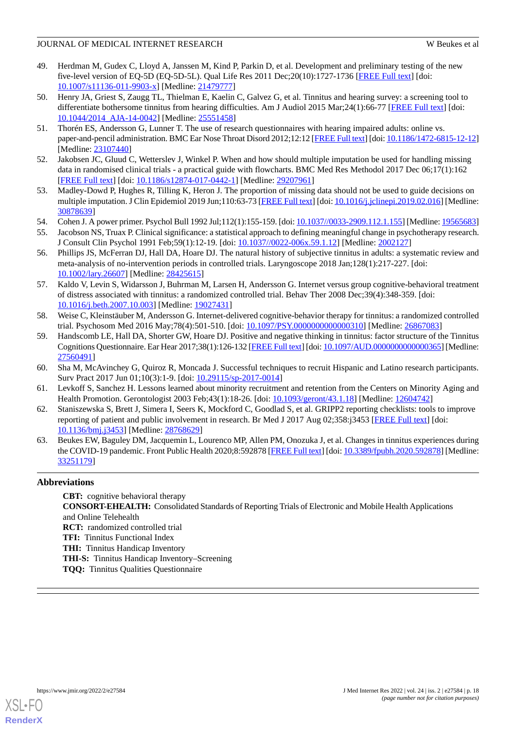49. Herdman M, Gudex C, Lloyd A, Janssen M, Kind P, Parkin D, et al. Development and preliminary testing of the new five-level version of EQ-5D (EQ-5D-5L). Qual Life Res 2011 Dec;20(10):1727-1736 [FREE Full text] [doi: 10.1007/s11136-011-9903-x] [Medline: 21479777]
50. Henry JA, Griest S, Zaugg TL, Thielman E, Kaelin C, Galvez G, et al. Tinnitus and hearing survey: a screening tool to differentiate bothersome tinnitus from hearing difficulties. Am J Audiol 2015 Mar;24(1):66-77 [FREE Full text] [doi: 10.1044/2014_AJA-14-0042] [Medline: 25551458]
51. Thorén ES, Andersson G, Lunner T. The use of research questionnaires with hearing impaired adults: online vs. paper-and-pencil administration. BMC Ear Nose Throat Disord 2012;12:12 [FREE Full text] [doi: 10.1186/1472-6815-12-12] [Medline: 23107440]
52. Jakobsen JC, Gluud C, Wetterslev J, Winkel P. When and how should multiple imputation be used for handling missing data in randomised clinical trials - a practical guide with flowcharts. BMC Med Res Methodol 2017 Dec 06;17(1):162 [FREE Full text] [doi: 10.1186/s12874-017-0442-1] [Medline: 29207961]
53. Madley-Dowd P, Hughes R, Tilling K, Heron J. The proportion of missing data should not be used to guide decisions on multiple imputation. J Clin Epidemiol 2019 Jun;110:63-73 [FREE Full text] [doi: 10.1016/j.jclinepi.2019.02.016] [Medline: 30878639]
54. Cohen J. A power primer. Psychol Bull 1992 Jul;112(1):155-159. [doi: 10.1037//0033-2909.112.1.155] [Medline: 19565683]
55. Jacobson NS, Truax P. Clinical significance: a statistical approach to defining meaningful change in psychotherapy research. J Consult Clin Psychol 1991 Feb;59(1):12-19. [doi: 10.1037//0022-006x.59.1.12] [Medline: 2002127]
56. Phillips JS, McFerran DJ, Hall DA, Hoare DJ. The natural history of subjective tinnitus in adults: a systematic review and meta-analysis of no-intervention periods in controlled trials. Laryngoscope 2018 Jan;128(1):217-227. [doi: 10.1002/lary.26607] [Medline: 28425615]
57. Kaldo V, Levin S, Widarsson J, Buhrman M, Larsen H, Andersson G. Internet versus group cognitive-behavioral treatment of distress associated with tinnitus: a randomized controlled trial. Behav Ther 2008 Dec;39(4):348-359. [doi: 10.1016/j.beth.2007.10.003] [Medline: 19027431]
58. Weise C, Kleinstäuber M, Andersson G. Internet-delivered cognitive-behavior therapy for tinnitus: a randomized controlled trial. Psychosom Med 2016 May;78(4):501-510. [doi: 10.1097/PSY.0000000000000310] [Medline: 26867083]
59. Handscomb LE, Hall DA, Shorter GW, Hoare DJ. Positive and negative thinking in tinnitus: factor structure of the Tinnitus Cognitions Questionnaire. Ear Hear 2017;38(1):126-132 [FREE Full text] [doi: 10.1097/AUD.0000000000000365] [Medline: 27560491]
60. Sha M, McAvinchey G, Quiroz R, Moncada J. Successful techniques to recruit Hispanic and Latino research participants. Surv Pract 2017 Jun 01;10(3):1-9. [doi: 10.29115/sp-2017-0014]
61. Levkoff S, Sanchez H. Lessons learned about minority recruitment and retention from the Centers on Minority Aging and Health Promotion. Gerontologist 2003 Feb;43(1):18-26. [doi: 10.1093/geront/43.1.18] [Medline: 12604742]
62. Staniszewska S, Brett J, Simera I, Seers K, Mockford C, Goodlad S, et al. GRIPP2 reporting checklists: tools to improve reporting of patient and public involvement in research. Br Med J 2017 Aug 02;358:j3453 [FREE Full text] [doi: 10.1136/bmj.j3453] [Medline: 28768629]
63. Beukes EW, Baguley DM, Jacquemin L, Lourenco MP, Allen PM, Onozuka J, et al. Changes in tinnitus experiences during the COVID-19 pandemic. Front Public Health 2020;8:592878 [FREE Full text] [doi: 10.3389/fpubh.2020.592878] [Medline: 33251179]

## Abbreviations

**CBT:** cognitive behavioral therapy
**CONSORT-EHEALTH:** Consolidated Standards of Reporting Trials of Electronic and Mobile Health Applications and Online Telehealth
**RCT:** randomized controlled trial
**TFI:** Tinnitus Functional Index
**THI:** Tinnitus Handicap Inventory
**THI-S:** Tinnitus Handicap Inventory–Screening
**TQQ:** Tinnitus Qualities Questionnaire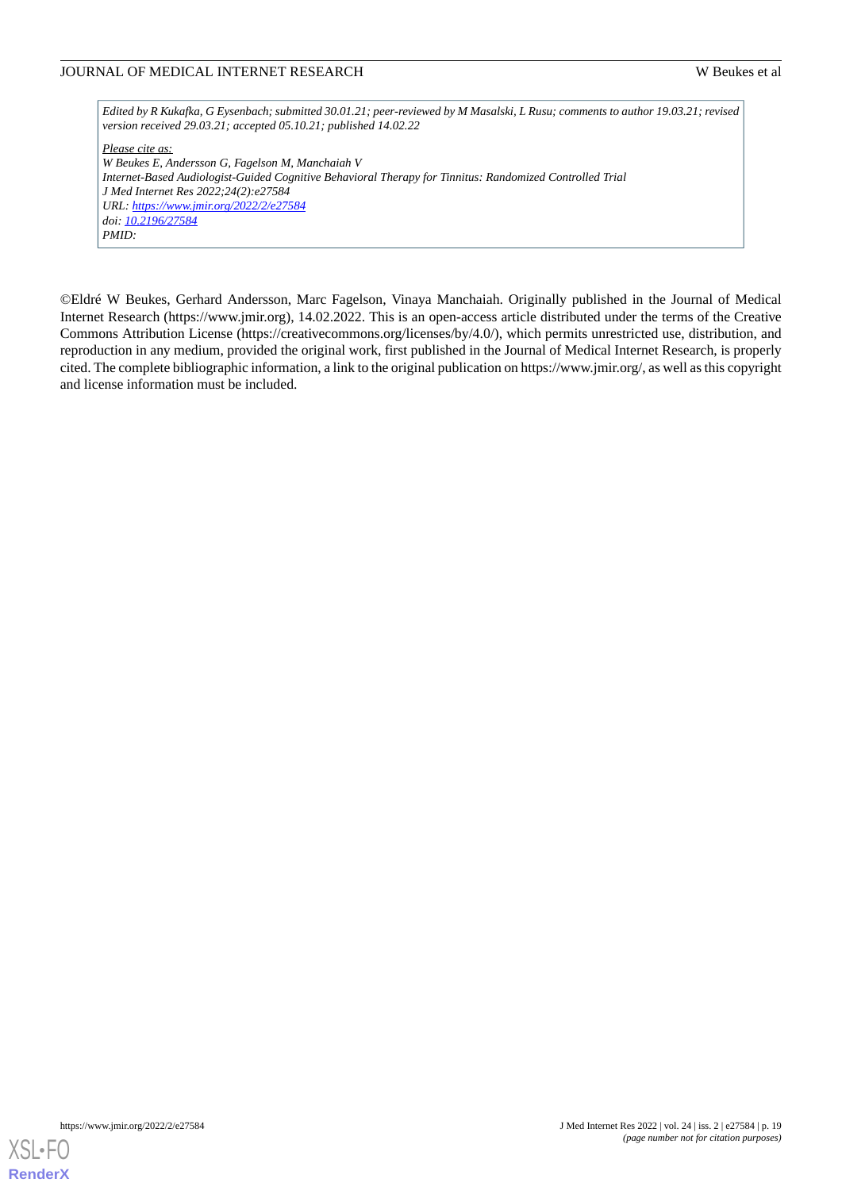*Edited by R Kukafka, G Eysenbach; submitted 30.01.21; peer-reviewed by M Masalski, L Rusu; comments to author 19.03.21; revised version received 29.03.21; accepted 05.10.21; published 14.02.22*

*Please cite as:*
*W Beukes E, Andersson G, Fagelson M, Manchaiah V*
*Internet-Based Audiologist-Guided Cognitive Behavioral Therapy for Tinnitus: Randomized Controlled Trial*
*J Med Internet Res 2022;24(2):e27584*
*URL: [https://www.jmir.org/2022/2/e27584](https://www.jmir.org/2022/2/e27584)*
*doi: [10.2196/27584](10.2196/27584)*
*PMID:*

©Eldré W Beukes, Gerhard Andersson, Marc Fagelson, Vinaya Manchaiah. Originally published in the Journal of Medical Internet Research (https://www.jmir.org), 14.02.2022. This is an open-access article distributed under the terms of the Creative Commons Attribution License (https://creativecommons.org/licenses/by/4.0/), which permits unrestricted use, distribution, and reproduction in any medium, provided the original work, first published in the Journal of Medical Internet Research, is properly cited. The complete bibliographic information, a link to the original publication on https://www.jmir.org/, as well as this copyright and license information must be included.